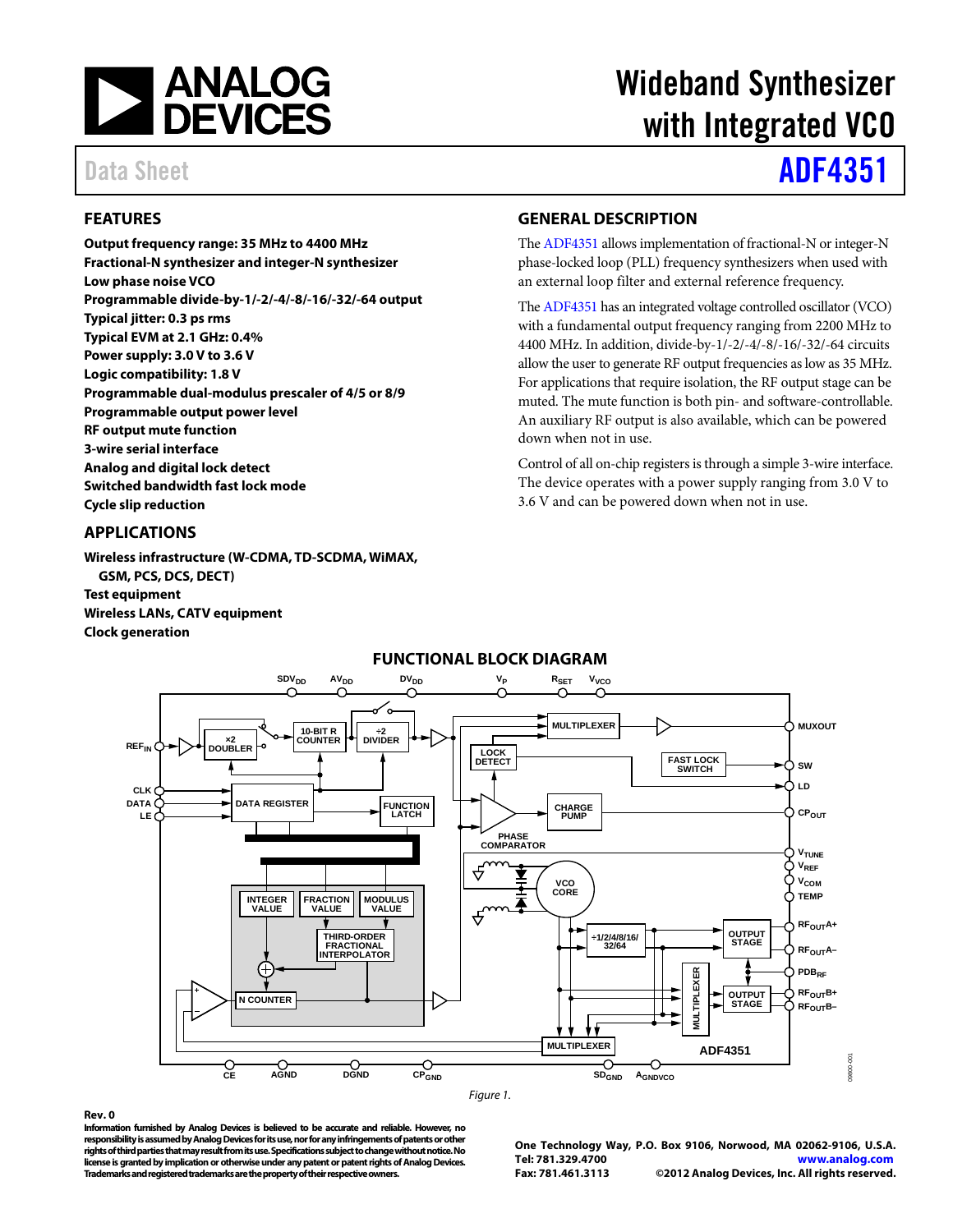# Wideband Synthesizer with Integrated VCO

Data Sheet **ADF4351**

## FEATURES

**Output frequency range: 35 MHz to 4400 MHz**
**Fractional-N synthesizer and integer-N synthesizer**
**Low phase noise VCO**
**Programmable divide-by-1/-2/-4/-8/-16/-32/-64 output**
**Typical jitter: 0.3 ps rms**
**Typical EVM at 2.1 GHz: 0.4%**
**Power supply: 3.0 V to 3.6 V**
**Logic compatibility: 1.8 V**
**Programmable dual-modulus prescaler of 4/5 or 8/9**
**Programmable output power level**
**RF output mute function**
**3-wire serial interface**
**Analog and digital lock detect**
**Switched bandwidth fast lock mode**
**Cycle slip reduction**

## APPLICATIONS

**Wireless infrastructure (W-CDMA, TD-SCDMA, WiMAX, GSM, PCS, DCS, DECT)**
**Test equipment**
**Wireless LANs, CATV equipment**
**Clock generation**

## GENERAL DESCRIPTION

The ADF4351 allows implementation of fractional-N or integer-N phase-locked loop (PLL) frequency synthesizers when used with an external loop filter and external reference frequency.

The ADF4351 has an integrated voltage controlled oscillator (VCO) with a fundamental output frequency ranging from 2200 MHz to 4400 MHz. In addition, divide-by-1/-2/-4/-8/-16/-32/-64 circuits allow the user to generate RF output frequencies as low as 35 MHz. For applications that require isolation, the RF output stage can be muted. The mute function is both pin- and software-controllable. An auxiliary RF output is also available, which can be powered down when not in use.

Control of all on-chip registers is through a simple 3-wire interface. The device operates with a power supply ranging from 3.0 V to 3.6 V and can be powered down when not in use.

## FUNCTIONAL BLOCK DIAGRAM

Figure 1.

**Rev. 0**

**Information furnished by Analog Devices is believed to be accurate and reliable. However, no responsibility is assumed by Analog Devices for its use, nor for any infringements of patents or other rights of third parties that may result from its use. Specifications subject to change without notice. No license is granted by implication or otherwise under any patent or patent rights of Analog Devices. Trademarks and registered trademarks are the property of their respective owners.**

**One Technology Way, P.O. Box 9106, Norwood, MA 02062-9106, U.S.A.**
**Tel: 781.329.4700** **www.analog.com**
**Fax: 781.461.3113** **©2012 Analog Devices, Inc. All rights reserved.**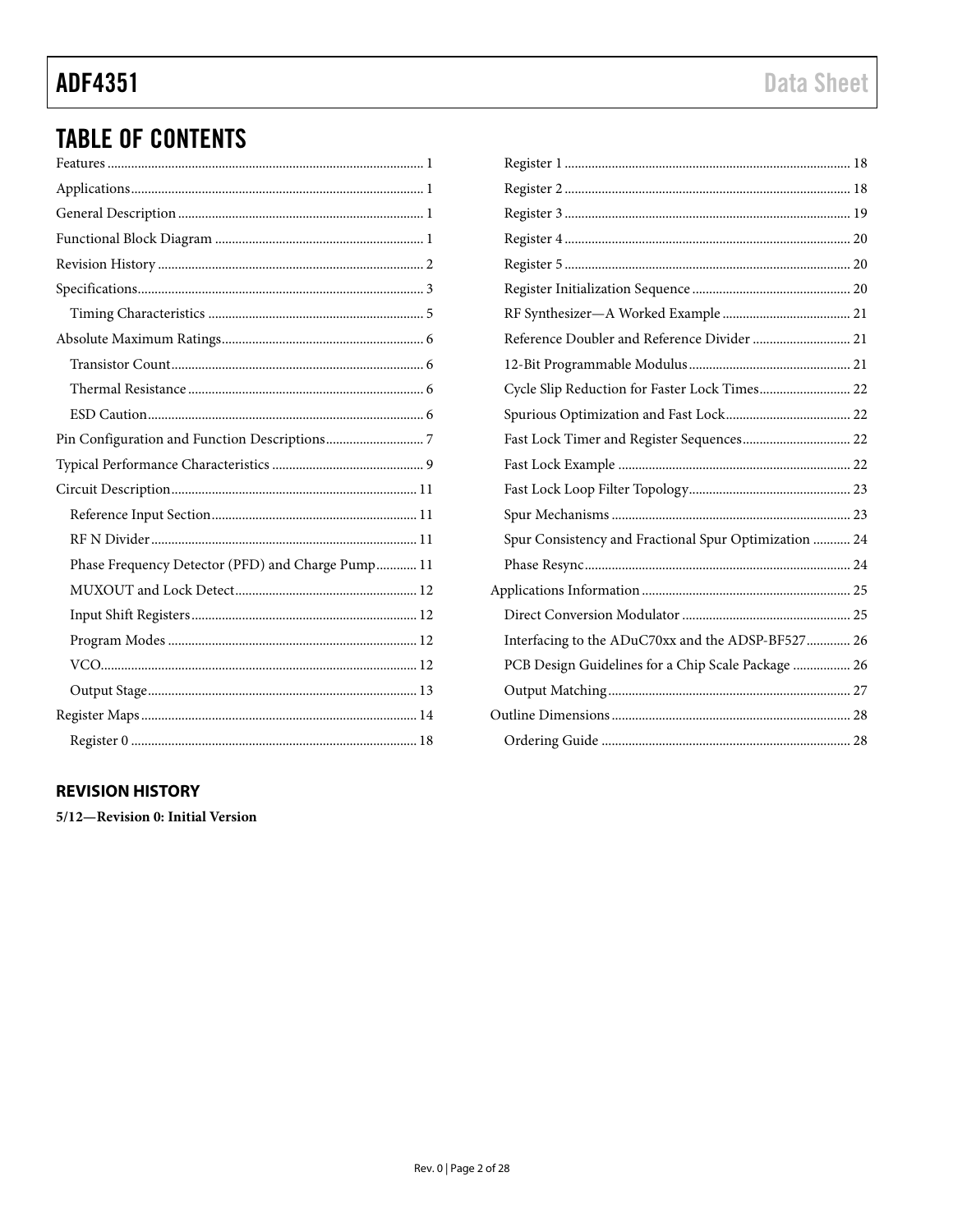# TABLE OF CONTENTS

Features ... 1
Applications ... 1
General Description ... 1
Functional Block Diagram ... 1
Revision History ... 2
Specifications ... 3
- Timing Characteristics ... 5

Absolute Maximum Ratings ... 6
- Transistor Count ... 6
- Thermal Resistance ... 6
- ESD Caution ... 6

Pin Configuration and Function Descriptions ... 7
Typical Performance Characteristics ... 9
Circuit Description ... 11
- Reference Input Section ... 11
- RF N Divider ... 11
- Phase Frequency Detector (PFD) and Charge Pump ... 11
- MUXOUT and Lock Detect ... 12
- Input Shift Registers ... 12
- Program Modes ... 12
- VCO ... 12
- Output Stage ... 13

Register Maps ... 14
- Register 0 ... 18
- Register 1 ... 18
- Register 2 ... 18
- Register 3 ... 19
- Register 4 ... 20
- Register 5 ... 20
- Register Initialization Sequence ... 20
- RF Synthesizer—A Worked Example ... 21
- Reference Doubler and Reference Divider ... 21
- 12-Bit Programmable Modulus ... 21
- Cycle Slip Reduction for Faster Lock Times ... 22
- Spurious Optimization and Fast Lock ... 22
- Fast Lock Timer and Register Sequences ... 22
- Fast Lock Example ... 22
- Fast Lock Loop Filter Topology ... 23
- Spur Mechanisms ... 23
- Spur Consistency and Fractional Spur Optimization ... 24
- Phase Resync ... 24

Applications Information ... 25
- Direct Conversion Modulator ... 25
- Interfacing to the ADuC70xx and the ADSP-BF527 ... 26
- PCB Design Guidelines for a Chip Scale Package ... 26
- Output Matching ... 27

Outline Dimensions ... 28
- Ordering Guide ... 28

## REVISION HISTORY

**5/12—Revision 0: Initial Version**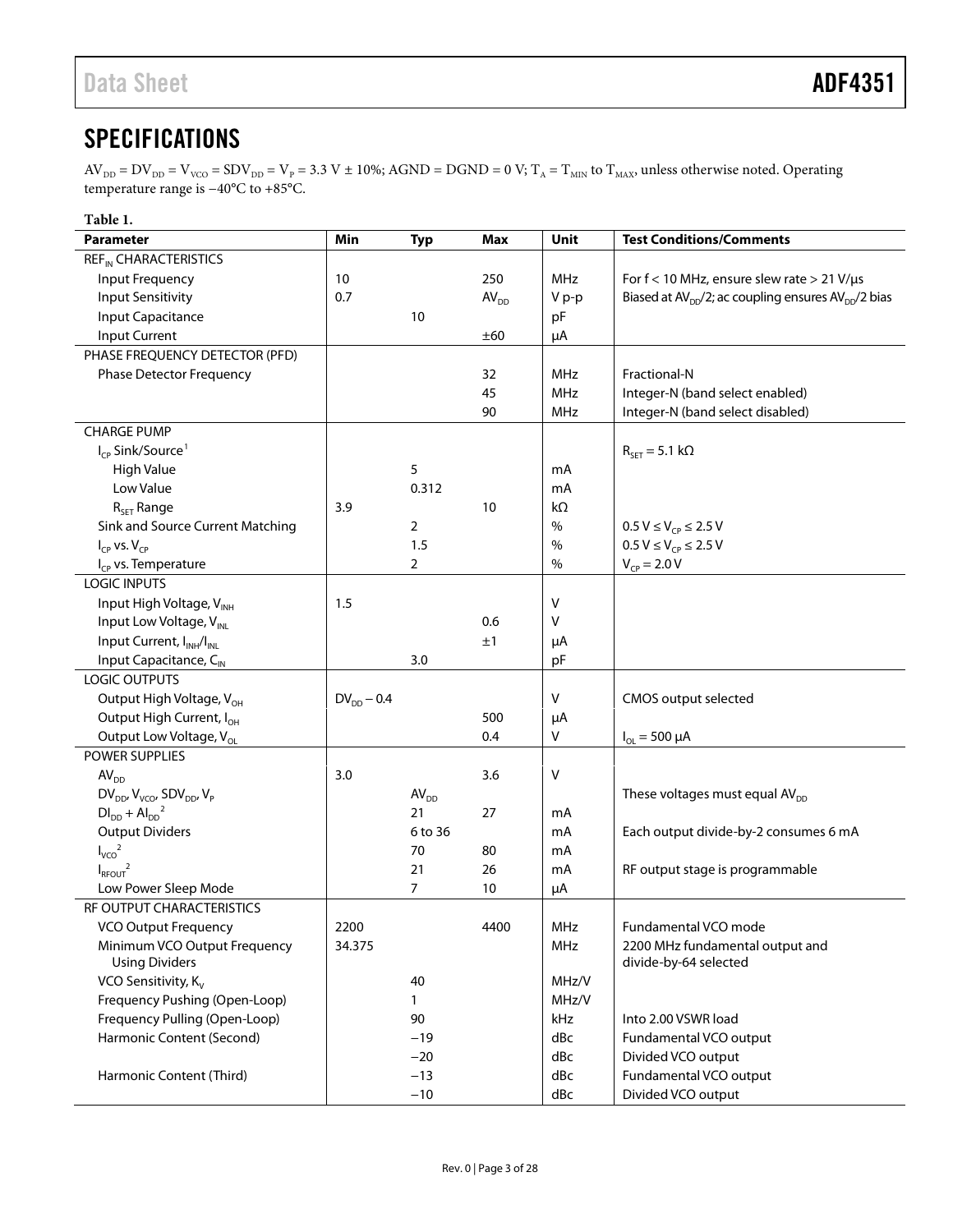# SPECIFICATIONS

$AV_{DD} = DV_{DD} = V_{VCO} = SDV_{DD} = V_P = 3.3$ V ± 10%; AGND = DGND = 0 V; $T_A = T_{MIN}$ to $T_{MAX}$, unless otherwise noted. Operating temperature range is −40°C to +85°C.

**Table 1.**

| Parameter | Min | Typ | Max | Unit | Test Conditions/Comments |
|---|---|---|---|---|---|
| $REF_{IN}$ CHARACTERISTICS | | | | | |
| Input Frequency | 10 | | 250 | MHz | For f < 10 MHz, ensure slew rate > 21 V/µs |
| Input Sensitivity | 0.7 | | $AV_{DD}$ | V p-p | Biased at $AV_{DD}/2$; ac coupling ensures $AV_{DD}/2$ bias |
| Input Capacitance | | 10 | | pF | |
| Input Current | | | ±60 | µA | |
| PHASE FREQUENCY DETECTOR (PFD) | | | | | |
| Phase Detector Frequency | | | 32 | MHz | Fractional-N |
| | | | 45 | MHz | Integer-N (band select enabled) |
| | | | 90 | MHz | Integer-N (band select disabled) |
| CHARGE PUMP | | | | | |
| $I_{CP}$ Sink/Source[1] | | | | | $R_{SET} = 5.1$ kΩ |
| High Value | | 5 | | mA | |
| Low Value | | 0.312 | | mA | |
| $R_{SET}$ Range | 3.9 | | 10 | kΩ | |
| Sink and Source Current Matching | | 2 | | % | $0.5\text{ V} \leq V_{CP} \leq 2.5\text{ V}$ |
| $I_{CP}$ vs. $V_{CP}$ | | 1.5 | | % | $0.5\text{ V} \leq V_{CP} \leq 2.5\text{ V}$ |
| $I_{CP}$ vs. Temperature | | 2 | | % | $V_{CP} = 2.0$ V |
| LOGIC INPUTS | | | | | |
| Input High Voltage, $V_{INH}$ | 1.5 | | | V | |
| Input Low Voltage, $V_{INL}$ | | | 0.6 | V | |
| Input Current, $I_{INH}/I_{INL}$ | | | ±1 | µA | |
| Input Capacitance, $C_{IN}$ | | 3.0 | | pF | |
| LOGIC OUTPUTS | | | | | |
| Output High Voltage, $V_{OH}$ | $DV_{DD} - 0.4$ | | | V | CMOS output selected |
| Output High Current, $I_{OH}$ | | | 500 | µA | |
| Output Low Voltage, $V_{OL}$ | | | 0.4 | V | $I_{OL} = 500$ µA |
| POWER SUPPLIES | | | | | |
| $AV_{DD}$ | 3.0 | | 3.6 | V | |
| $DV_{DD}$, $V_{VCO}$, $SDV_{DD}$, $V_P$ | | $AV_{DD}$ | | | These voltages must equal $AV_{DD}$ |
| $DI_{DD} + AI_{DD}$[2] | | 21 | 27 | mA | |
| Output Dividers | | 6 to 36 | | mA | Each output divide-by-2 consumes 6 mA |
| $I_{VCO}$[2] | | 70 | 80 | mA | |
| $I_{RFOUT}$[2] | | 21 | 26 | mA | RF output stage is programmable |
| Low Power Sleep Mode | | 7 | 10 | µA | |
| RF OUTPUT CHARACTERISTICS | | | | | |
| VCO Output Frequency | 2200 | | 4400 | MHz | Fundamental VCO mode |
| Minimum VCO Output Frequency Using Dividers | 34.375 | | | MHz | 2200 MHz fundamental output and divide-by-64 selected |
| VCO Sensitivity, $K_V$ | | 40 | | MHz/V | |
| Frequency Pushing (Open-Loop) | | 1 | | MHz/V | |
| Frequency Pulling (Open-Loop) | | 90 | | kHz | Into 2.00 VSWR load |
| Harmonic Content (Second) | | −19 | | dBc | Fundamental VCO output |
| | | −20 | | dBc | Divided VCO output |
| Harmonic Content (Third) | | −13 | | dBc | Fundamental VCO output |
| | | −10 | | dBc | Divided VCO output |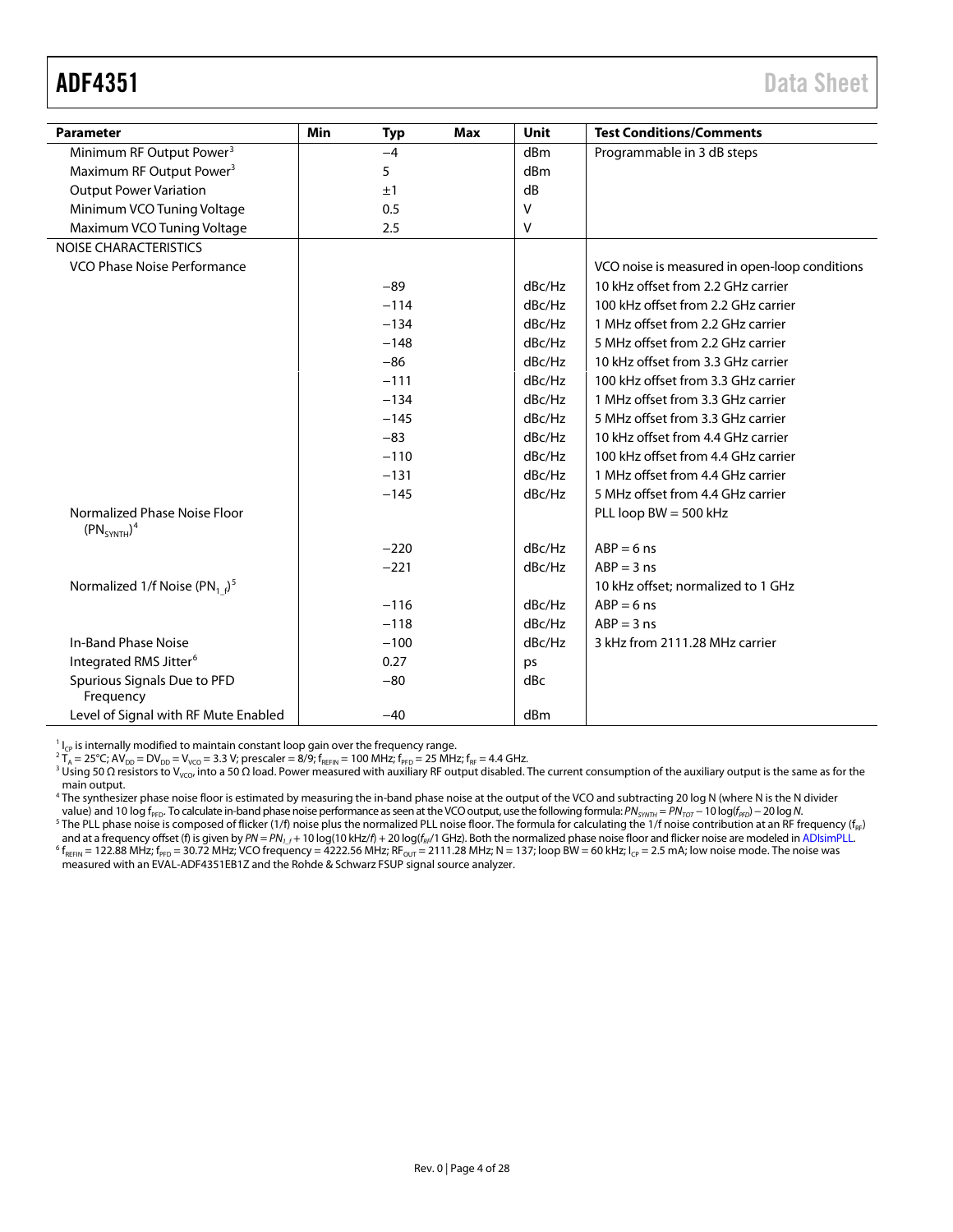| Parameter | Min | Typ | Max | Unit | Test Conditions/Comments |
| --- | --- | --- | --- | --- | --- |
| Minimum RF Output Power[3] | | −4 | | dBm | Programmable in 3 dB steps |
| Maximum RF Output Power[3] | | 5 | | dBm | |
| Output Power Variation | | ±1 | | dB | |
| Minimum VCO Tuning Voltage | | 0.5 | | V | |
| Maximum VCO Tuning Voltage | | 2.5 | | V | |
| NOISE CHARACTERISTICS | | | | | |
| VCO Phase Noise Performance | | | | | VCO noise is measured in open-loop conditions |
| | | −89 | | dBc/Hz | 10 kHz offset from 2.2 GHz carrier |
| | | −114 | | dBc/Hz | 100 kHz offset from 2.2 GHz carrier |
| | | −134 | | dBc/Hz | 1 MHz offset from 2.2 GHz carrier |
| | | −148 | | dBc/Hz | 5 MHz offset from 2.2 GHz carrier |
| | | −86 | | dBc/Hz | 10 kHz offset from 3.3 GHz carrier |
| | | −111 | | dBc/Hz | 100 kHz offset from 3.3 GHz carrier |
| | | −134 | | dBc/Hz | 1 MHz offset from 3.3 GHz carrier |
| | | −145 | | dBc/Hz | 5 MHz offset from 3.3 GHz carrier |
| | | −83 | | dBc/Hz | 10 kHz offset from 4.4 GHz carrier |
| | | −110 | | dBc/Hz | 100 kHz offset from 4.4 GHz carrier |
| | | −131 | | dBc/Hz | 1 MHz offset from 4.4 GHz carrier |
| | | −145 | | dBc/Hz | 5 MHz offset from 4.4 GHz carrier |
| Normalized Phase Noise Floor ($PN_{SYNTH}$)[4] | | | | | PLL loop BW = 500 kHz |
| | | −220 | | dBc/Hz | ABP = 6 ns |
| | | −221 | | dBc/Hz | ABP = 3 ns |
| Normalized 1/f Noise ($PN_{1\_f}$)[5] | | | | | 10 kHz offset; normalized to 1 GHz |
| | | −116 | | dBc/Hz | ABP = 6 ns |
| | | −118 | | dBc/Hz | ABP = 3 ns |
| In-Band Phase Noise | | −100 | | dBc/Hz | 3 kHz from 2111.28 MHz carrier |
| Integrated RMS Jitter[6] | | 0.27 | | ps | |
| Spurious Signals Due to PFD Frequency | | −80 | | dBc | |
| Level of Signal with RF Mute Enabled | | −40 | | dBm | |

[1] $I_{CP}$ is internally modified to maintain constant loop gain over the frequency range.

[2] $T_A$ = 25°C; $AV_{DD} = DV_{DD} = V_{VCO}$ = 3.3 V; prescaler = 8/9; $f_{REFIN}$ = 100 MHz; $f_{PFD}$ = 25 MHz; $f_{RF}$ = 4.4 GHz.

[3] Using 50 Ω resistors to $V_{VCO}$, into a 50 Ω load. Power measured with auxiliary RF output disabled. The current consumption of the auxiliary output is the same as for the main output.

[4] The synthesizer phase noise floor is estimated by measuring the in-band phase noise at the output of the VCO and subtracting 20 log N (where N is the N divider value) and 10 log $f_{PFD}$. To calculate in-band phase noise performance as seen at the VCO output, use the following formula: $PN_{SYNTH} = PN_{TOT} - 10\log(f_{PFD}) - 20\log N$.

[5] The PLL phase noise is composed of flicker (1/f) noise plus the normalized PLL noise floor. The formula for calculating the 1/f noise contribution at an RF frequency ($f_{RF}$) and at a frequency offset (f) is given by $PN = PN_{1\_f} + 10\log(10\text{ kHz}/f) + 20\log(f_{RF}/1\text{ GHz})$. Both the normalized phase noise floor and flicker noise are modeled in ADIsimPLL.

[6] $f_{REFIN}$ = 122.88 MHz; $f_{PFD}$ = 30.72 MHz; VCO frequency = 4222.56 MHz; $RF_{OUT}$ = 2111.28 MHz; N = 137; loop BW = 60 kHz; $I_{CP}$ = 2.5 mA; low noise mode. The noise was measured with an EVAL-ADF4351EB1Z and the Rohde & Schwarz FSUP signal source analyzer.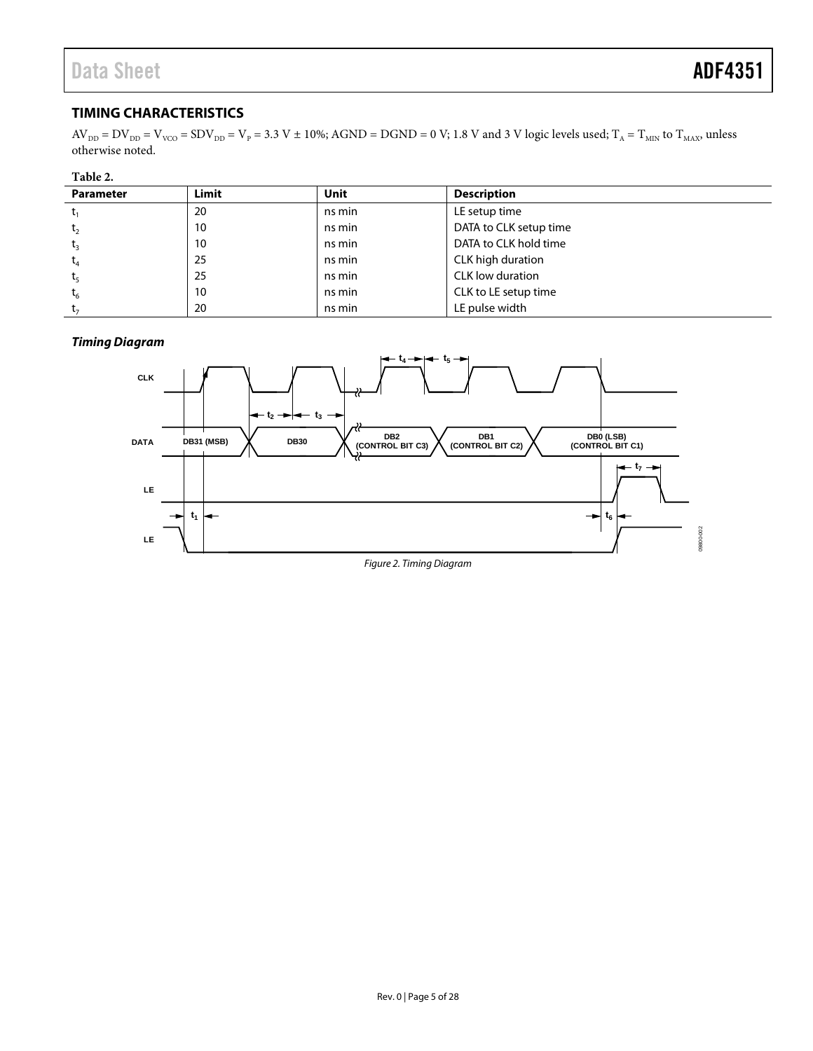## TIMING CHARACTERISTICS

$AV_{DD} = DV_{DD} = V_{VCO} = SDV_{DD} = V_P = 3.3\ V \pm 10\%$; AGND = DGND = 0 V; 1.8 V and 3 V logic levels used; $T_A = T_{MIN}$ to $T_{MAX}$, unless otherwise noted.

**Table 2.**

| Parameter | Limit | Unit | Description |
|---|---|---|---|
| $t_1$ | 20 | ns min | LE setup time |
| $t_2$ | 10 | ns min | DATA to CLK setup time |
| $t_3$ | 10 | ns min | DATA to CLK hold time |
| $t_4$ | 25 | ns min | CLK high duration |
| $t_5$ | 25 | ns min | CLK low duration |
| $t_6$ | 10 | ns min | CLK to LE setup time |
| $t_7$ | 20 | ns min | LE pulse width |

### *Timing Diagram*

*Figure 2. Timing Diagram*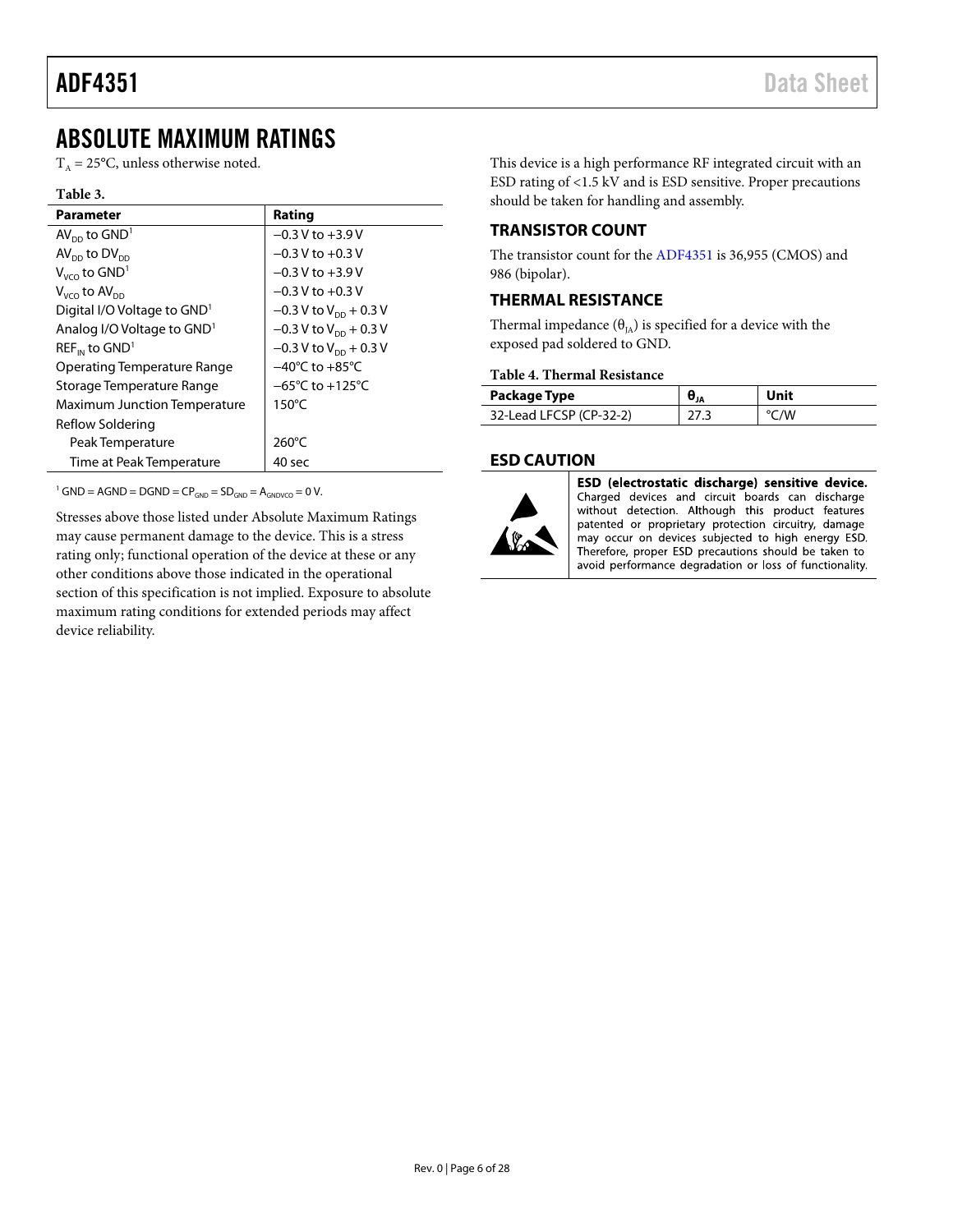# ABSOLUTE MAXIMUM RATINGS

$T_A$ = 25°C, unless otherwise noted.

**Table 3.**

| Parameter | Rating |
|---|---|
| $AV_{DD}$ to GND[1] | −0.3 V to +3.9 V |
| $AV_{DD}$ to $DV_{DD}$ | −0.3 V to +0.3 V |
| $V_{VCO}$ to GND[1] | −0.3 V to +3.9 V |
| $V_{VCO}$ to $AV_{DD}$ | −0.3 V to +0.3 V |
| Digital I/O Voltage to GND[1] | −0.3 V to $V_{DD}$ + 0.3 V |
| Analog I/O Voltage to GND[1] | −0.3 V to $V_{DD}$ + 0.3 V |
| $REF_{IN}$ to GND[1] | −0.3 V to $V_{DD}$ + 0.3 V |
| Operating Temperature Range | −40°C to +85°C |
| Storage Temperature Range | −65°C to +125°C |
| Maximum Junction Temperature | 150°C |
| Reflow Soldering | |
| Peak Temperature | 260°C |
| Time at Peak Temperature | 40 sec |

[1] GND = AGND = DGND = $CP_{GND}$ = $SD_{GND}$ = $A_{GNDVCO}$ = 0 V.

Stresses above those listed under Absolute Maximum Ratings may cause permanent damage to the device. This is a stress rating only; functional operation of the device at these or any other conditions above those indicated in the operational section of this specification is not implied. Exposure to absolute maximum rating conditions for extended periods may affect device reliability.

This device is a high performance RF integrated circuit with an ESD rating of <1.5 kV and is ESD sensitive. Proper precautions should be taken for handling and assembly.

## TRANSISTOR COUNT

The transistor count for the ADF4351 is 36,955 (CMOS) and 986 (bipolar).

## THERMAL RESISTANCE

Thermal impedance ($\theta_{JA}$) is specified for a device with the exposed pad soldered to GND.

**Table 4. Thermal Resistance**

| Package Type | $\theta_{JA}$ | Unit |
|---|---|---|
| 32-Lead LFCSP (CP-32-2) | 27.3 | °C/W |

## ESD CAUTION

**ESD (electrostatic discharge) sensitive device.** Charged devices and circuit boards can discharge without detection. Although this product features patented or proprietary protection circuitry, damage may occur on devices subjected to high energy ESD. Therefore, proper ESD precautions should be taken to avoid performance degradation or loss of functionality.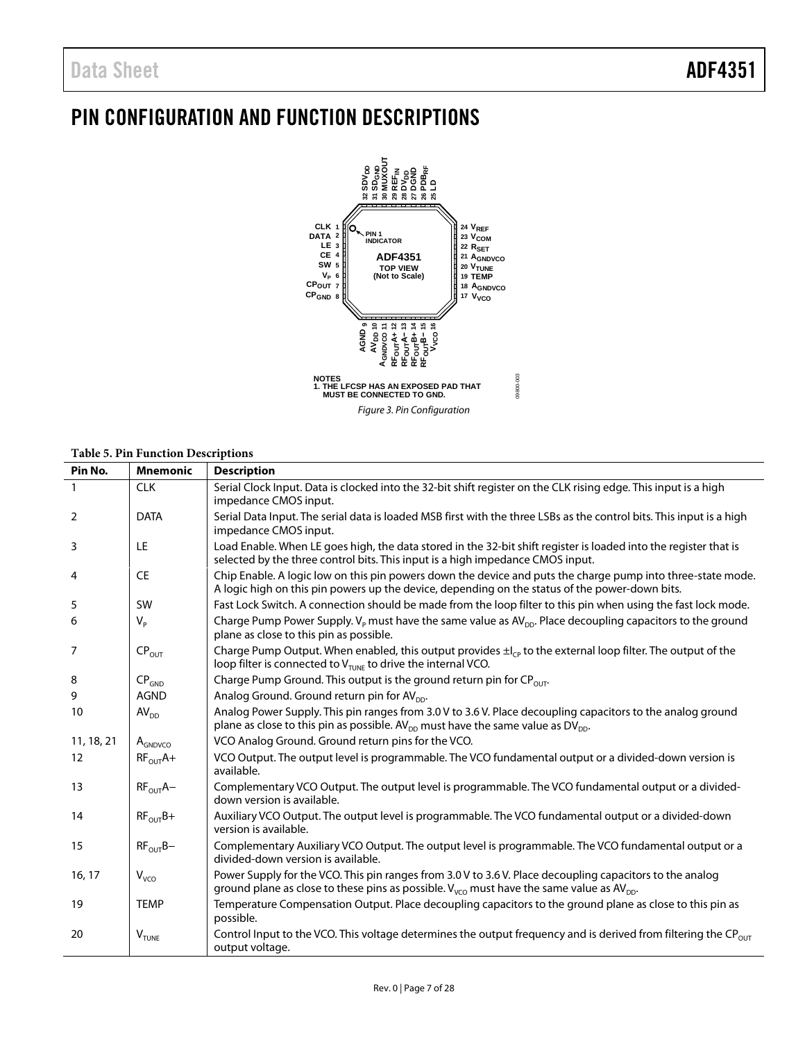# PIN CONFIGURATION AND FUNCTION DESCRIPTIONS

NOTES
1. THE LFCSP HAS AN EXPOSED PAD THAT MUST BE CONNECTED TO GND.

*Figure 3. Pin Configuration*

**Table 5. Pin Function Descriptions**

| Pin No. | Mnemonic | Description |
|---|---|---|
| 1 | CLK | Serial Clock Input. Data is clocked into the 32-bit shift register on the CLK rising edge. This input is a high impedance CMOS input. |
| 2 | DATA | Serial Data Input. The serial data is loaded MSB first with the three LSBs as the control bits. This input is a high impedance CMOS input. |
| 3 | LE | Load Enable. When LE goes high, the data stored in the 32-bit shift register is loaded into the register that is selected by the three control bits. This input is a high impedance CMOS input. |
| 4 | CE | Chip Enable. A logic low on this pin powers down the device and puts the charge pump into three-state mode. A logic high on this pin powers up the device, depending on the status of the power-down bits. |
| 5 | SW | Fast Lock Switch. A connection should be made from the loop filter to this pin when using the fast lock mode. |
| 6 | $V_P$ | Charge Pump Power Supply. $V_P$ must have the same value as $AV_{DD}$. Place decoupling capacitors to the ground plane as close to this pin as possible. |
| 7 | $CP_{OUT}$ | Charge Pump Output. When enabled, this output provides $\pm I_{CP}$ to the external loop filter. The output of the loop filter is connected to $V_{TUNE}$ to drive the internal VCO. |
| 8 | $CP_{GND}$ | Charge Pump Ground. This output is the ground return pin for $CP_{OUT}$. |
| 9 | AGND | Analog Ground. Ground return pin for $AV_{DD}$. |
| 10 | $AV_{DD}$ | Analog Power Supply. This pin ranges from 3.0 V to 3.6 V. Place decoupling capacitors to the analog ground plane as close to this pin as possible. $AV_{DD}$ must have the same value as $DV_{DD}$. |
| 11, 18, 21 | $A_{GNDVCO}$ | VCO Analog Ground. Ground return pins for the VCO. |
| 12 | $RF_{OUT}A+$ | VCO Output. The output level is programmable. The VCO fundamental output or a divided-down version is available. |
| 13 | $RF_{OUT}A-$ | Complementary VCO Output. The output level is programmable. The VCO fundamental output or a divided-down version is available. |
| 14 | $RF_{OUT}B+$ | Auxiliary VCO Output. The output level is programmable. The VCO fundamental output or a divided-down version is available. |
| 15 | $RF_{OUT}B-$ | Complementary Auxiliary VCO Output. The output level is programmable. The VCO fundamental output or a divided-down version is available. |
| 16, 17 | $V_{VCO}$ | Power Supply for the VCO. This pin ranges from 3.0 V to 3.6 V. Place decoupling capacitors to the analog ground plane as close to these pins as possible. $V_{VCO}$ must have the same value as $AV_{DD}$. |
| 19 | TEMP | Temperature Compensation Output. Place decoupling capacitors to the ground plane as close to this pin as possible. |
| 20 | $V_{TUNE}$ | Control Input to the VCO. This voltage determines the output frequency and is derived from filtering the $CP_{OUT}$ output voltage. |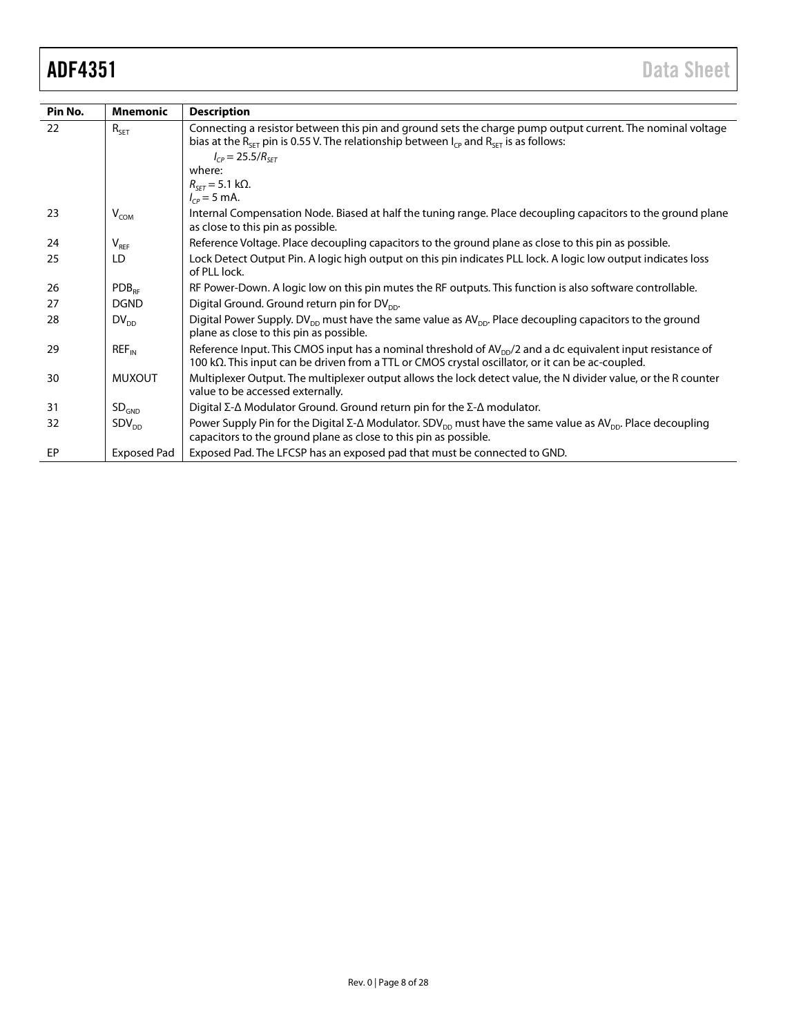| Pin No. | Mnemonic | Description |
|---|---|---|
| 22 | $R_{SET}$ | Connecting a resistor between this pin and ground sets the charge pump output current. The nominal voltage bias at the $R_{SET}$ pin is 0.55 V. The relationship between $I_{CP}$ and $R_{SET}$ is as follows: $I_{CP} = 25.5/R_{SET}$ where: $R_{SET}$ = 5.1 kΩ. $I_{CP}$ = 5 mA. |
| 23 | $V_{COM}$ | Internal Compensation Node. Biased at half the tuning range. Place decoupling capacitors to the ground plane as close to this pin as possible. |
| 24 | $V_{REF}$ | Reference Voltage. Place decoupling capacitors to the ground plane as close to this pin as possible. |
| 25 | LD | Lock Detect Output Pin. A logic high output on this pin indicates PLL lock. A logic low output indicates loss of PLL lock. |
| 26 | $PDB_{RF}$ | RF Power-Down. A logic low on this pin mutes the RF outputs. This function is also software controllable. |
| 27 | DGND | Digital Ground. Ground return pin for $DV_{DD}$. |
| 28 | $DV_{DD}$ | Digital Power Supply. $DV_{DD}$ must have the same value as $AV_{DD}$. Place decoupling capacitors to the ground plane as close to this pin as possible. |
| 29 | $REF_{IN}$ | Reference Input. This CMOS input has a nominal threshold of $AV_{DD}/2$ and a dc equivalent input resistance of 100 kΩ. This input can be driven from a TTL or CMOS crystal oscillator, or it can be ac-coupled. |
| 30 | MUXOUT | Multiplexer Output. The multiplexer output allows the lock detect value, the N divider value, or the R counter value to be accessed externally. |
| 31 | $SD_{GND}$ | Digital Σ-Δ Modulator Ground. Ground return pin for the Σ-Δ modulator. |
| 32 | $SDV_{DD}$ | Power Supply Pin for the Digital Σ-Δ Modulator. $SDV_{DD}$ must have the same value as $AV_{DD}$. Place decoupling capacitors to the ground plane as close to this pin as possible. |
| EP | Exposed Pad | Exposed Pad. The LFCSP has an exposed pad that must be connected to GND. |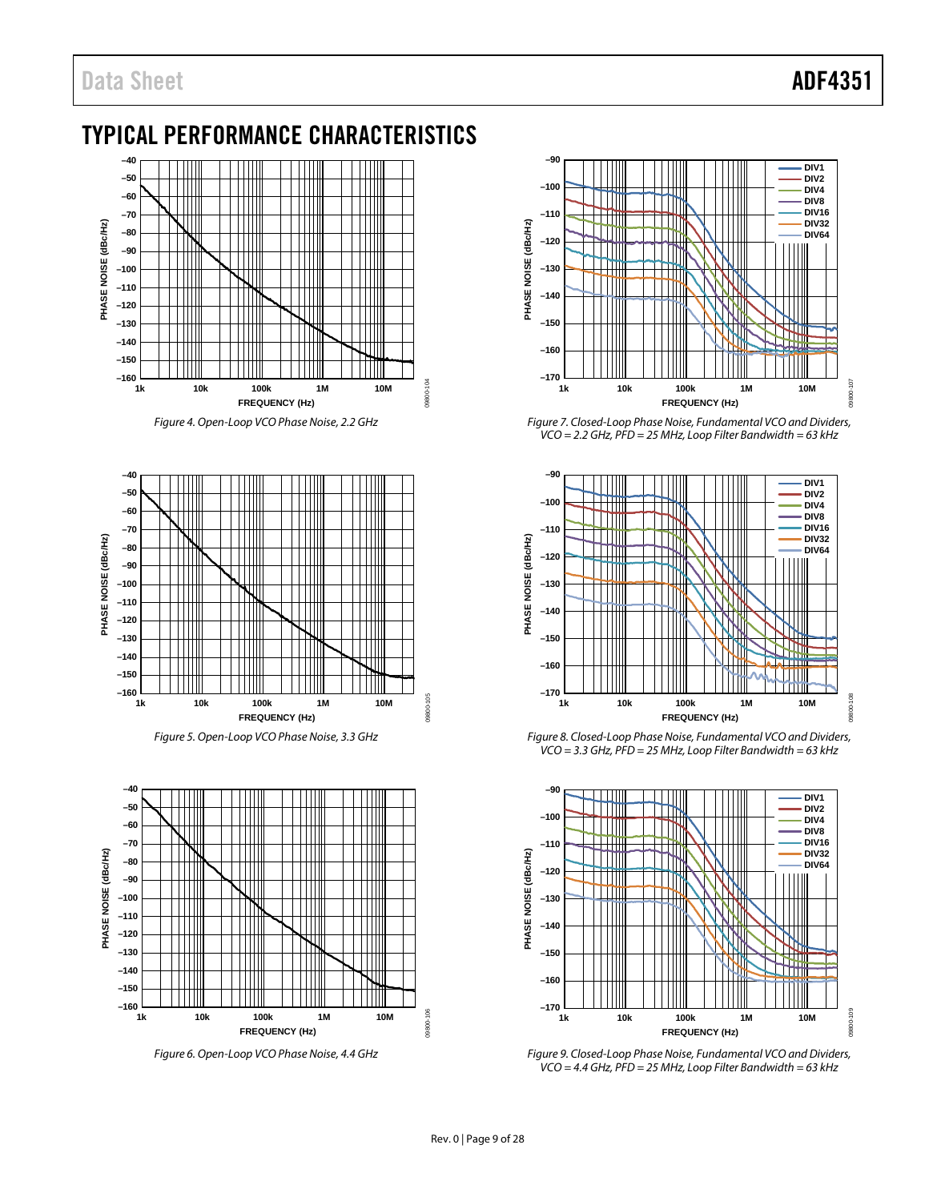## TYPICAL PERFORMANCE CHARACTERISTICS

*Figure 4. Open-Loop VCO Phase Noise, 2.2 GHz*

*Figure 5. Open-Loop VCO Phase Noise, 3.3 GHz*

*Figure 6. Open-Loop VCO Phase Noise, 4.4 GHz*

*Figure 7. Closed-Loop Phase Noise, Fundamental VCO and Dividers, VCO = 2.2 GHz, PFD = 25 MHz, Loop Filter Bandwidth = 63 kHz*

*Figure 8. Closed-Loop Phase Noise, Fundamental VCO and Dividers, VCO = 3.3 GHz, PFD = 25 MHz, Loop Filter Bandwidth = 63 kHz*

*Figure 9. Closed-Loop Phase Noise, Fundamental VCO and Dividers, VCO = 4.4 GHz, PFD = 25 MHz, Loop Filter Bandwidth = 63 kHz*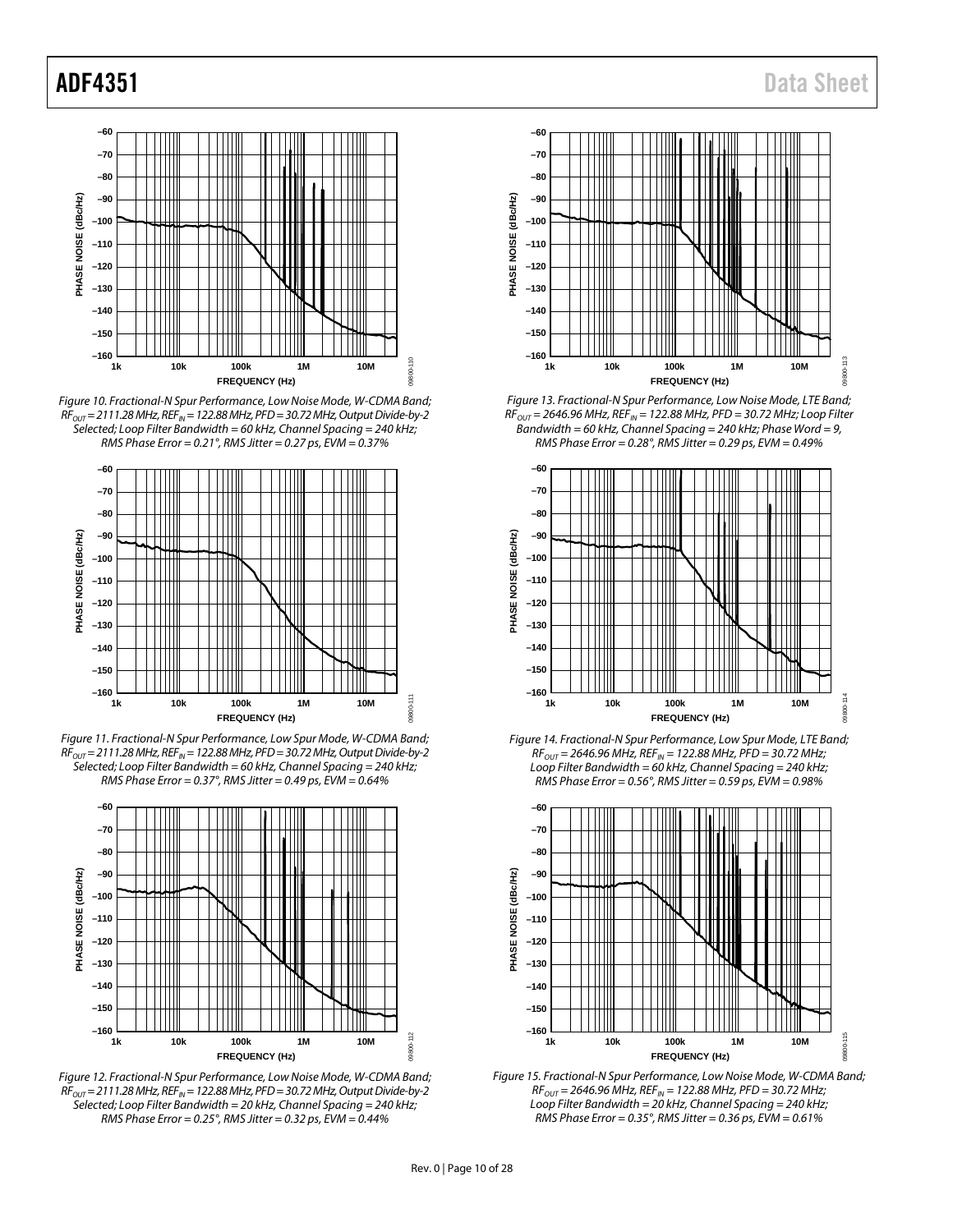*Figure 10. Fractional-N Spur Performance, Low Noise Mode, W-CDMA Band; $RF_{OUT}$ = 2111.28 MHz, $REF_{IN}$ = 122.88 MHz, PFD = 30.72 MHz, Output Divide-by-2 Selected; Loop Filter Bandwidth = 60 kHz, Channel Spacing = 240 kHz; RMS Phase Error = 0.21°, RMS Jitter = 0.27 ps, EVM = 0.37%*

*Figure 11. Fractional-N Spur Performance, Low Spur Mode, W-CDMA Band; $RF_{OUT}$ = 2111.28 MHz, $REF_{IN}$ = 122.88 MHz, PFD = 30.72 MHz, Output Divide-by-2 Selected; Loop Filter Bandwidth = 60 kHz, Channel Spacing = 240 kHz; RMS Phase Error = 0.37°, RMS Jitter = 0.49 ps, EVM = 0.64%*

*Figure 12. Fractional-N Spur Performance, Low Noise Mode, W-CDMA Band; $RF_{OUT}$ = 2111.28 MHz, $REF_{IN}$ = 122.88 MHz, PFD = 30.72 MHz, Output Divide-by-2 Selected; Loop Filter Bandwidth = 20 kHz, Channel Spacing = 240 kHz; RMS Phase Error = 0.25°, RMS Jitter = 0.32 ps, EVM = 0.44%*

*Figure 13. Fractional-N Spur Performance, Low Noise Mode, LTE Band; $RF_{OUT}$ = 2646.96 MHz, $REF_{IN}$ = 122.88 MHz, PFD = 30.72 MHz; Loop Filter Bandwidth = 60 kHz, Channel Spacing = 240 kHz; Phase Word = 9, RMS Phase Error = 0.28°, RMS Jitter = 0.29 ps, EVM = 0.49%*

*Figure 14. Fractional-N Spur Performance, Low Spur Mode, LTE Band; $RF_{OUT}$ = 2646.96 MHz, $REF_{IN}$ = 122.88 MHz, PFD = 30.72 MHz; Loop Filter Bandwidth = 60 kHz, Channel Spacing = 240 kHz; RMS Phase Error = 0.56°, RMS Jitter = 0.59 ps, EVM = 0.98%*

*Figure 15. Fractional-N Spur Performance, Low Noise Mode, W-CDMA Band; $RF_{OUT}$ = 2646.96 MHz, $REF_{IN}$ = 122.88 MHz, PFD = 30.72 MHz; Loop Filter Bandwidth = 20 kHz, Channel Spacing = 240 kHz; RMS Phase Error = 0.35°, RMS Jitter = 0.36 ps, EVM = 0.61%*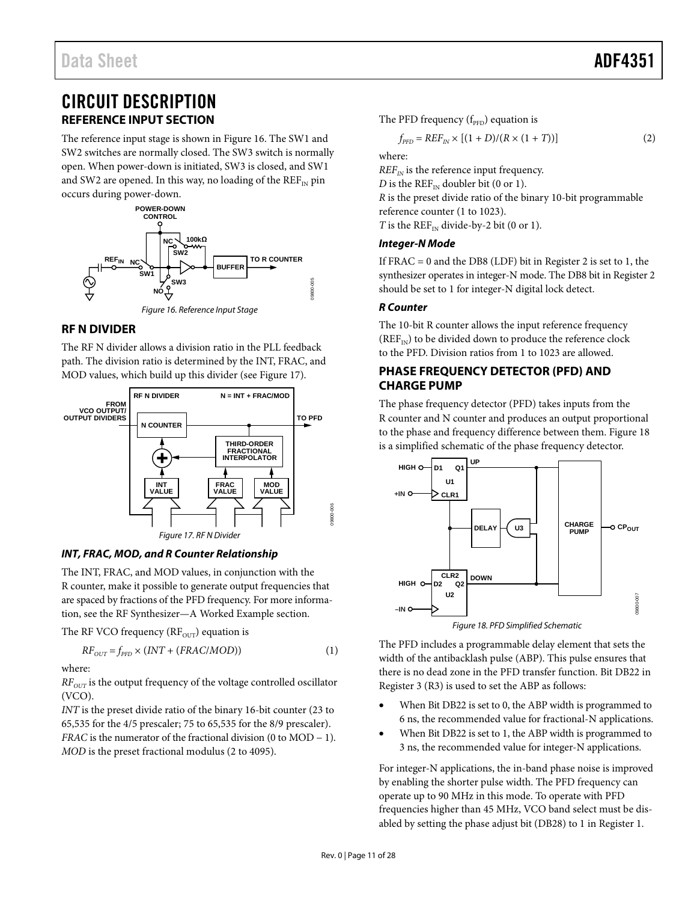# CIRCUIT DESCRIPTION

## REFERENCE INPUT SECTION

The reference input stage is shown in Figure 16. The SW1 and SW2 switches are normally closed. The SW3 switch is normally open. When power-down is initiated, SW3 is closed, and SW1 and SW2 are opened. In this way, no loading of the $REF_{IN}$ pin occurs during power-down.

Figure 16. Reference Input Stage

## RF N DIVIDER

The RF N divider allows a division ratio in the PLL feedback path. The division ratio is determined by the INT, FRAC, and MOD values, which build up this divider (see Figure 17).

Figure 17. RF N Divider

### *INT, FRAC, MOD, and R Counter Relationship*

The INT, FRAC, and MOD values, in conjunction with the R counter, make it possible to generate output frequencies that are spaced by fractions of the PFD frequency. For more information, see the RF Synthesizer—A Worked Example section.

The RF VCO frequency ($RF_{OUT}$) equation is

$$RF_{OUT} = f_{PFD} \times (INT + (FRAC/MOD)) \quad (1)$$

where:

$RF_{OUT}$ is the output frequency of the voltage controlled oscillator (VCO).
*INT* is the preset divide ratio of the binary 16-bit counter (23 to 65,535 for the 4/5 prescaler; 75 to 65,535 for the 8/9 prescaler).
*FRAC* is the numerator of the fractional division (0 to MOD − 1).
*MOD* is the preset fractional modulus (2 to 4095).

The PFD frequency ($f_{PFD}$) equation is

$$f_{PFD} = REF_{IN} \times [(1 + D)/(R \times (1 + T))] \quad (2)$$

where:

$REF_{IN}$ is the reference input frequency.
*D* is the $REF_{IN}$ doubler bit (0 or 1).
*R* is the preset divide ratio of the binary 10-bit programmable reference counter (1 to 1023).
*T* is the $REF_{IN}$ divide-by-2 bit (0 or 1).

### *Integer-N Mode*

If FRAC = 0 and the DB8 (LDF) bit in Register 2 is set to 1, the synthesizer operates in integer-N mode. The DB8 bit in Register 2 should be set to 1 for integer-N digital lock detect.

### *R Counter*

The 10-bit R counter allows the input reference frequency ($REF_{IN}$) to be divided down to produce the reference clock to the PFD. Division ratios from 1 to 1023 are allowed.

## PHASE FREQUENCY DETECTOR (PFD) AND CHARGE PUMP

The phase frequency detector (PFD) takes inputs from the R counter and N counter and produces an output proportional to the phase and frequency difference between them. Figure 18 is a simplified schematic of the phase frequency detector.

Figure 18. PFD Simplified Schematic

The PFD includes a programmable delay element that sets the width of the antibacklash pulse (ABP). This pulse ensures that there is no dead zone in the PFD transfer function. Bit DB22 in Register 3 (R3) is used to set the ABP as follows:

- When Bit DB22 is set to 0, the ABP width is programmed to 6 ns, the recommended value for fractional-N applications.
- When Bit DB22 is set to 1, the ABP width is programmed to 3 ns, the recommended value for integer-N applications.

For integer-N applications, the in-band phase noise is improved by enabling the shorter pulse width. The PFD frequency can operate up to 90 MHz in this mode. To operate with PFD frequencies higher than 45 MHz, VCO band select must be disabled by setting the phase adjust bit (DB28) to 1 in Register 1.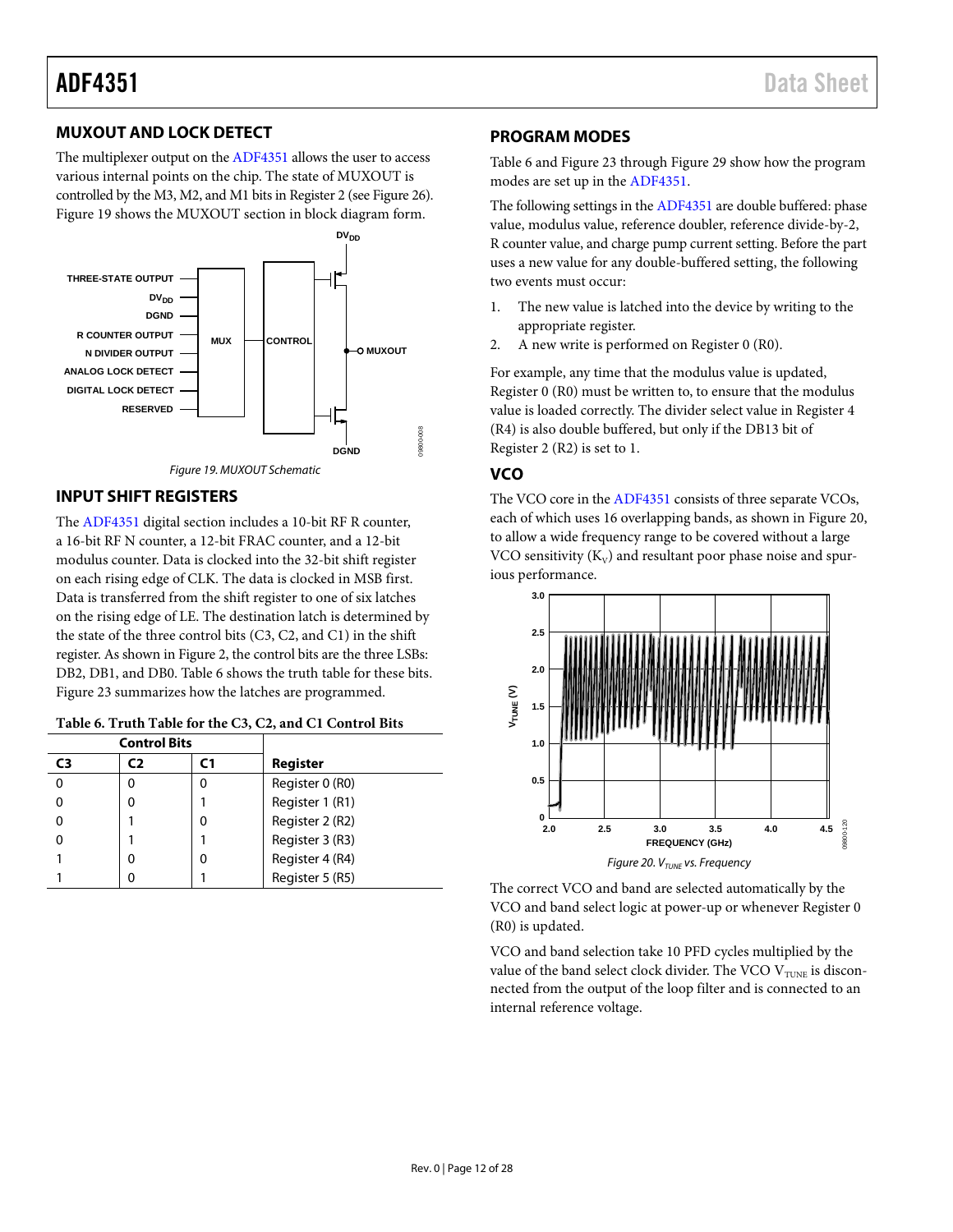## MUXOUT AND LOCK DETECT

The multiplexer output on the ADF4351 allows the user to access various internal points on the chip. The state of MUXOUT is controlled by the M3, M2, and M1 bits in Register 2 (see Figure 26). Figure 19 shows the MUXOUT section in block diagram form.

*Figure 19. MUXOUT Schematic*

## INPUT SHIFT REGISTERS

The ADF4351 digital section includes a 10-bit RF R counter, a 16-bit RF N counter, a 12-bit FRAC counter, and a 12-bit modulus counter. Data is clocked into the 32-bit shift register on each rising edge of CLK. The data is clocked in MSB first. Data is transferred from the shift register to one of six latches on the rising edge of LE. The destination latch is determined by the state of the three control bits (C3, C2, and C1) in the shift register. As shown in Figure 2, the control bits are the three LSBs: DB2, DB1, and DB0. Table 6 shows the truth table for these bits. Figure 23 summarizes how the latches are programmed.

**Table 6. Truth Table for the C3, C2, and C1 Control Bits**

| Control Bits | | | |
|---|---|---|---|
| C3 | C2 | C1 | Register |
| 0 | 0 | 0 | Register 0 (R0) |
| 0 | 0 | 1 | Register 1 (R1) |
| 0 | 1 | 0 | Register 2 (R2) |
| 0 | 1 | 1 | Register 3 (R3) |
| 1 | 0 | 0 | Register 4 (R4) |
| 1 | 0 | 1 | Register 5 (R5) |

## PROGRAM MODES

Table 6 and Figure 23 through Figure 29 show how the program modes are set up in the ADF4351.

The following settings in the ADF4351 are double buffered: phase value, modulus value, reference doubler, reference divide-by-2, R counter value, and charge pump current setting. Before the part uses a new value for any double-buffered setting, the following two events must occur:

1. The new value is latched into the device by writing to the appropriate register.
2. A new write is performed on Register 0 (R0).

For example, any time that the modulus value is updated, Register 0 (R0) must be written to, to ensure that the modulus value is loaded correctly. The divider select value in Register 4 (R4) is also double buffered, but only if the DB13 bit of Register 2 (R2) is set to 1.

## VCO

The VCO core in the ADF4351 consists of three separate VCOs, each of which uses 16 overlapping bands, as shown in Figure 20, to allow a wide frequency range to be covered without a large VCO sensitivity ($K_V$) and resultant poor phase noise and spurious performance.

*Figure 20. $V_{TUNE}$ vs. Frequency*

The correct VCO and band are selected automatically by the VCO and band select logic at power-up or whenever Register 0 (R0) is updated.

VCO and band selection take 10 PFD cycles multiplied by the value of the band select clock divider. The VCO $V_{TUNE}$ is disconnected from the output of the loop filter and is connected to an internal reference voltage.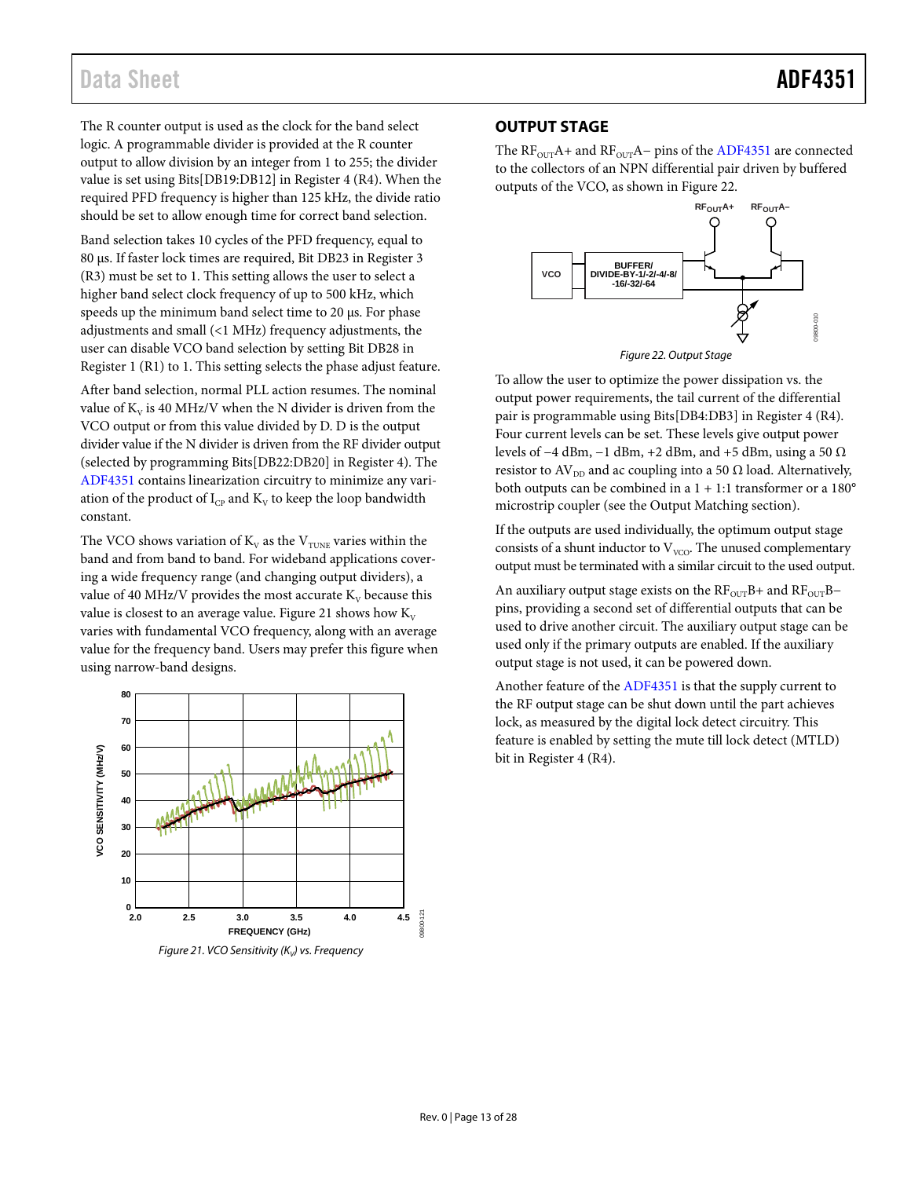The R counter output is used as the clock for the band select logic. A programmable divider is provided at the R counter output to allow division by an integer from 1 to 255; the divider value is set using Bits[DB19:DB12] in Register 4 (R4). When the required PFD frequency is higher than 125 kHz, the divide ratio should be set to allow enough time for correct band selection.

Band selection takes 10 cycles of the PFD frequency, equal to 80 µs. If faster lock times are required, Bit DB23 in Register 3 (R3) must be set to 1. This setting allows the user to select a higher band select clock frequency of up to 500 kHz, which speeds up the minimum band select time to 20 µs. For phase adjustments and small (<1 MHz) frequency adjustments, the user can disable VCO band selection by setting Bit DB28 in Register 1 (R1) to 1. This setting selects the phase adjust feature.

After band selection, normal PLL action resumes. The nominal value of $K_V$ is 40 MHz/V when the N divider is driven from the VCO output or from this value divided by D. D is the output divider value if the N divider is driven from the RF divider output (selected by programming Bits[DB22:DB20] in Register 4). The ADF4351 contains linearization circuitry to minimize any variation of the product of $I_{CP}$ and $K_V$ to keep the loop bandwidth constant.

The VCO shows variation of $K_V$ as the $V_{TUNE}$ varies within the band and from band to band. For wideband applications covering a wide frequency range (and changing output dividers), a value of 40 MHz/V provides the most accurate $K_V$ because this value is closest to an average value. Figure 21 shows how $K_V$ varies with fundamental VCO frequency, along with an average value for the frequency band. Users may prefer this figure when using narrow-band designs.

Figure 21. VCO Sensitivity ($K_V$) vs. Frequency

## OUTPUT STAGE

The $RF_{OUT}A+$ and $RF_{OUT}A-$ pins of the ADF4351 are connected to the collectors of an NPN differential pair driven by buffered outputs of the VCO, as shown in Figure 22.

Figure 22. Output Stage

To allow the user to optimize the power dissipation vs. the output power requirements, the tail current of the differential pair is programmable using Bits[DB4:DB3] in Register 4 (R4). Four current levels can be set. These levels give output power levels of −4 dBm, −1 dBm, +2 dBm, and +5 dBm, using a 50 Ω resistor to $AV_{DD}$ and ac coupling into a 50 Ω load. Alternatively, both outputs can be combined in a 1 + 1:1 transformer or a 180° microstrip coupler (see the Output Matching section).

If the outputs are used individually, the optimum output stage consists of a shunt inductor to $V_{VCO}$. The unused complementary output must be terminated with a similar circuit to the used output.

An auxiliary output stage exists on the $RF_{OUT}B+$ and $RF_{OUT}B-$ pins, providing a second set of differential outputs that can be used to drive another circuit. The auxiliary output stage can be used only if the primary outputs are enabled. If the auxiliary output stage is not used, it can be powered down.

Another feature of the ADF4351 is that the supply current to the RF output stage can be shut down until the part achieves lock, as measured by the digital lock detect circuitry. This feature is enabled by setting the mute till lock detect (MTLD) bit in Register 4 (R4).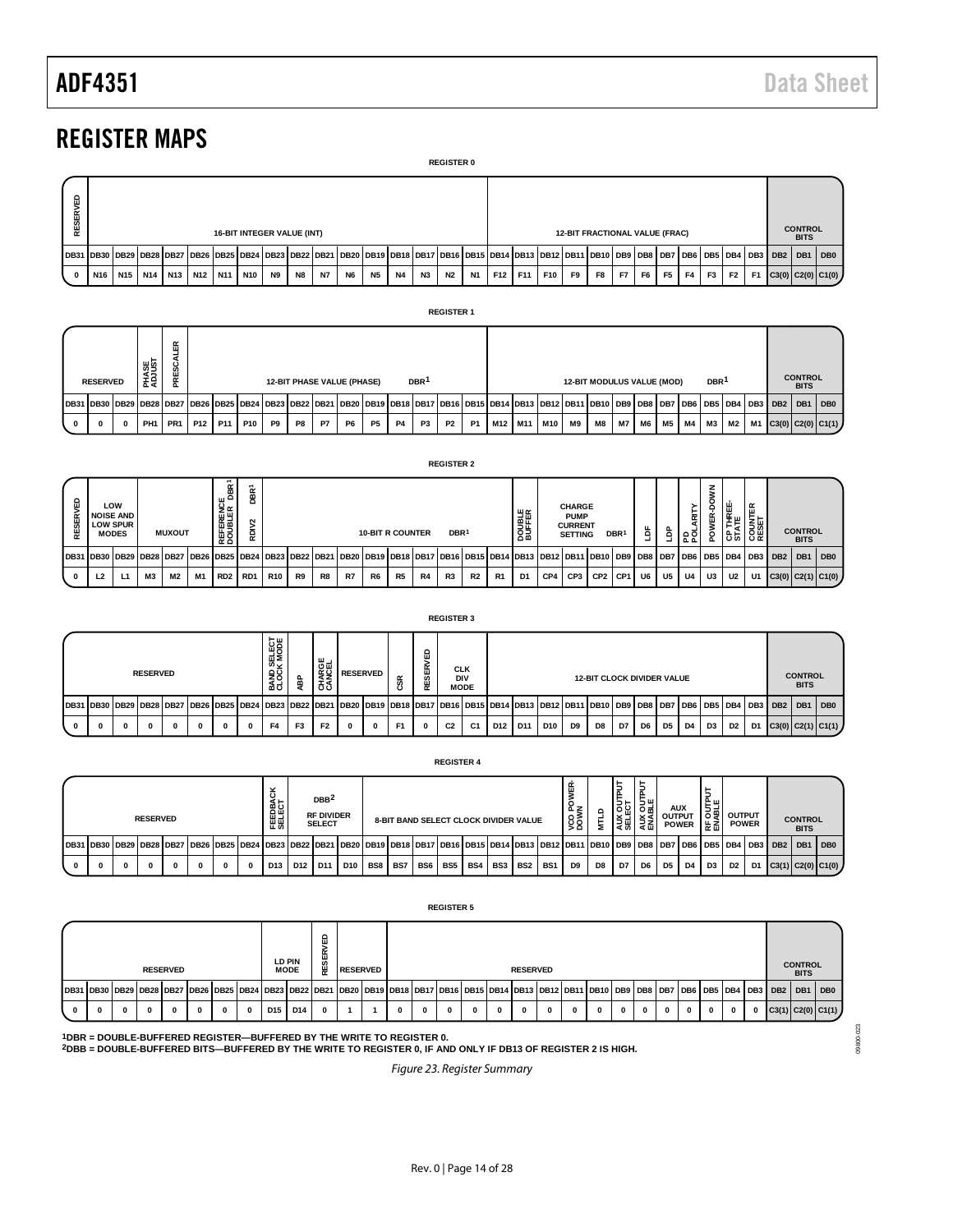## REGISTER MAPS

**REGISTER 0**

| RESERVED | 16-BIT INTEGER VALUE (INT) | | | | | | | | | | | | | | | | 12-BIT FRACTIONAL VALUE (FRAC) | | | | | | | | | | | | CONTROL BITS | | |
|---|---|---|---|---|---|---|---|---|---|---|---|---|---|---|---|---|---|---|---|---|---|---|---|---|---|---|---|---|---|---|---|
| DB31 | DB30 | DB29 | DB28 | DB27 | DB26 | DB25 | DB24 | DB23 | DB22 | DB21 | DB20 | DB19 | DB18 | DB17 | DB16 | DB15 | DB14 | DB13 | DB12 | DB11 | DB10 | DB9 | DB8 | DB7 | DB6 | DB5 | DB4 | DB3 | DB2 | DB1 | DB0 |
| 0 | N16 | N15 | N14 | N13 | N12 | N11 | N10 | N9 | N8 | N7 | N6 | N5 | N4 | N3 | N2 | N1 | F12 | F11 | F10 | F9 | F8 | F7 | F6 | F5 | F4 | F3 | F2 | F1 | C3(0) | C2(0) | C1(0) |

**REGISTER 1**

| RESERVED | | | PHASE ADJUST | PRESCALER | 12-BIT PHASE VALUE (PHASE) DBR[1] | | | | | | | | | | | | 12-BIT MODULUS VALUE (MOD) DBR[1] | | | | | | | | | | | | CONTROL BITS | | |
|---|---|---|---|---|---|---|---|---|---|---|---|---|---|---|---|---|---|---|---|---|---|---|---|---|---|---|---|---|---|---|---|
| DB31 | DB30 | DB29 | DB28 | DB27 | DB26 | DB25 | DB24 | DB23 | DB22 | DB21 | DB20 | DB19 | DB18 | DB17 | DB16 | DB15 | DB14 | DB13 | DB12 | DB11 | DB10 | DB9 | DB8 | DB7 | DB6 | DB5 | DB4 | DB3 | DB2 | DB1 | DB0 |
| 0 | 0 | 0 | PH1 | PR1 | P12 | P11 | P10 | P9 | P8 | P7 | P6 | P5 | P4 | P3 | P2 | P1 | M12 | M11 | M10 | M9 | M8 | M7 | M6 | M5 | M4 | M3 | M2 | M1 | C3(0) | C2(0) | C1(1) |

**REGISTER 2**

| RESERVED | LOW NOISE AND LOW SPUR MODES | | MUXOUT | | | REFERENCE DOUBLER DBR[1] | RDIV2 DBR[1] | 10-BIT R COUNTER DBR[1] | | | | | | | | | | DOUBLE BUFFER | CHARGE PUMP CURRENT SETTING DBR[1] | | | | LDF | LDP | PD POLARITY | POWER-DOWN | CP THREE-STATE | COUNTER RESET | CONTROL BITS | | |
|---|---|---|---|---|---|---|---|---|---|---|---|---|---|---|---|---|---|---|---|---|---|---|---|---|---|---|---|---|---|---|---|
| DB31 | DB30 | DB29 | DB28 | DB27 | DB26 | DB25 | DB24 | DB23 | DB22 | DB21 | DB20 | DB19 | DB18 | DB17 | DB16 | DB15 | DB14 | DB13 | DB12 | DB11 | DB10 | DB9 | DB8 | DB7 | DB6 | DB5 | DB4 | DB3 | DB2 | DB1 | DB0 |
| 0 | L2 | L1 | M3 | M2 | M1 | RD2 | RD1 | R10 | R9 | R8 | R7 | R6 | R5 | R4 | R3 | R2 | R1 | D1 | CP4 | CP3 | CP2 | CP1 | U6 | U5 | U4 | U3 | U2 | U1 | C3(0) | C2(1) | C1(0) |

**REGISTER 3**

| RESERVED | | | | | | | | BAND SELECT CLOCK MODE | ABP | CHARGE CANCEL | RESERVED | | CSR | RESERVED | CLK DIV MODE | | 12-BIT CLOCK DIVIDER VALUE | | | | | | | | | | | | CONTROL BITS | | |
|---|---|---|---|---|---|---|---|---|---|---|---|---|---|---|---|---|---|---|---|---|---|---|---|---|---|---|---|---|---|---|---|
| DB31 | DB30 | DB29 | DB28 | DB27 | DB26 | DB25 | DB24 | DB23 | DB22 | DB21 | DB20 | DB19 | DB18 | DB17 | DB16 | DB15 | DB14 | DB13 | DB12 | DB11 | DB10 | DB9 | DB8 | DB7 | DB6 | DB5 | DB4 | DB3 | DB2 | DB1 | DB0 |
| 0 | 0 | 0 | 0 | 0 | 0 | 0 | 0 | F4 | F3 | F2 | 0 | 0 | F1 | 0 | C2 | C1 | D12 | D11 | D10 | D9 | D8 | D7 | D6 | D5 | D4 | D3 | D2 | D1 | C3(0) | C2(1) | C1(1) |

**REGISTER 4**

| RESERVED | | | | | | | | FEEDBACK SELECT | DBB[2] RF DIVIDER SELECT | | | 8-BIT BAND SELECT CLOCK DIVIDER VALUE | | | | | | | | VCO POWER-DOWN | MTLD | AUX OUTPUT SELECT | AUX OUTPUT ENABLE | AUX OUTPUT POWER | | RF OUTPUT ENABLE | OUTPUT POWER | | CONTROL BITS | | |
|---|---|---|---|---|---|---|---|---|---|---|---|---|---|---|---|---|---|---|---|---|---|---|---|---|---|---|---|---|---|---|---|
| DB31 | DB30 | DB29 | DB28 | DB27 | DB26 | DB25 | DB24 | DB23 | DB22 | DB21 | DB20 | DB19 | DB18 | DB17 | DB16 | DB15 | DB14 | DB13 | DB12 | DB11 | DB10 | DB9 | DB8 | DB7 | DB6 | DB5 | DB4 | DB3 | DB2 | DB1 | DB0 |
| 0 | 0 | 0 | 0 | 0 | 0 | 0 | 0 | D13 | D12 | D11 | D10 | BS8 | BS7 | BS6 | BS5 | BS4 | BS3 | BS2 | BS1 | D9 | D8 | D7 | D6 | D5 | D4 | D3 | D2 | D1 | C3(1) | C2(0) | C1(0) |

**REGISTER 5**

| RESERVED | | | | | | | | LD PIN MODE | | RESERVED | RESERVED | | RESERVED | | | | | | | | | | | | | | | | CONTROL BITS | | |
|---|---|---|---|---|---|---|---|---|---|---|---|---|---|---|---|---|---|---|---|---|---|---|---|---|---|---|---|---|---|---|---|
| DB31 | DB30 | DB29 | DB28 | DB27 | DB26 | DB25 | DB24 | DB23 | DB22 | DB21 | DB20 | DB19 | DB18 | DB17 | DB16 | DB15 | DB14 | DB13 | DB12 | DB11 | DB10 | DB9 | DB8 | DB7 | DB6 | DB5 | DB4 | DB3 | DB2 | DB1 | DB0 |
| 0 | 0 | 0 | 0 | 0 | 0 | 0 | 0 | D15 | D14 | 0 | 1 | 1 | 0 | 0 | 0 | 0 | 0 | 0 | 0 | 0 | 0 | 0 | 0 | 0 | 0 | 0 | 0 | 0 | C3(1) | C2(0) | C1(1) |

[1]DBR = DOUBLE-BUFFERED REGISTER—BUFFERED BY THE WRITE TO REGISTER 0.
[2]DBB = DOUBLE-BUFFERED BITS—BUFFERED BY THE WRITE TO REGISTER 0, IF AND ONLY IF DB13 OF REGISTER 2 IS HIGH.

*Figure 23. Register Summary*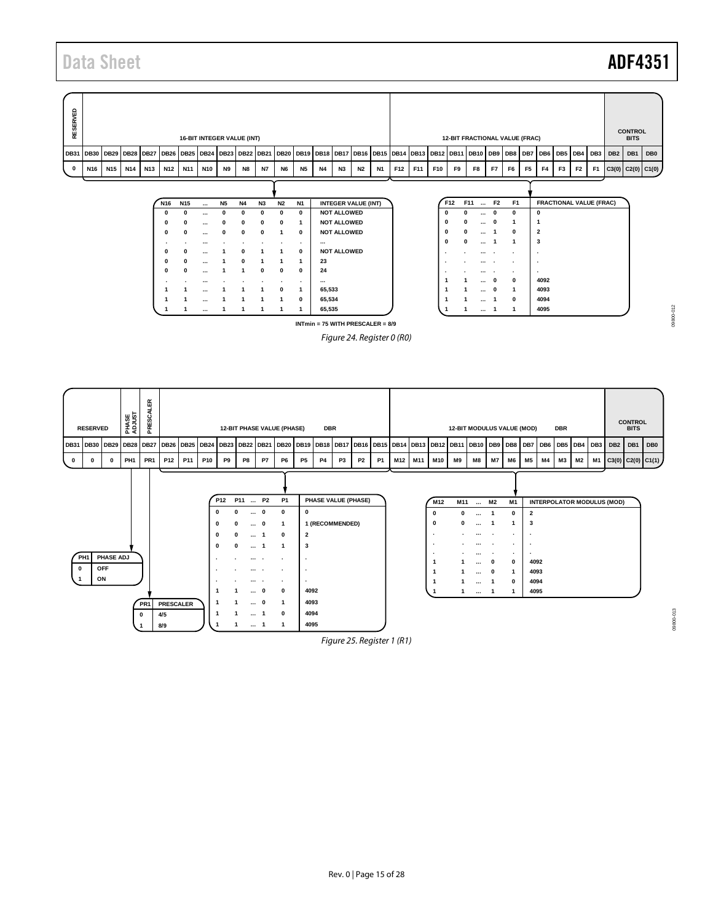| RESERVED | 16-BIT INTEGER VALUE (INT) | | | | | | | | | | | | | | | | 12-BIT FRACTIONAL VALUE (FRAC) | | | | | | | | | | | | CONTROL BITS | | |
|---|---|---|---|---|---|---|---|---|---|---|---|---|---|---|---|---|---|---|---|---|---|---|---|---|---|---|---|---|---|---|---|
| DB31 | DB30 | DB29 | DB28 | DB27 | DB26 | DB25 | DB24 | DB23 | DB22 | DB21 | DB20 | DB19 | DB18 | DB17 | DB16 | DB15 | DB14 | DB13 | DB12 | DB11 | DB10 | DB9 | DB8 | DB7 | DB6 | DB5 | DB4 | DB3 | DB2 | DB1 | DB0 |
| 0 | N16 | N15 | N14 | N13 | N12 | N11 | N10 | N9 | N8 | N7 | N6 | N5 | N4 | N3 | N2 | N1 | F12 | F11 | F10 | F9 | F8 | F7 | F6 | F5 | F4 | F3 | F2 | F1 | C3(0) | C2(0) | C1(0) |

| N16 | N15 | ... | N5 | N4 | N3 | N2 | N1 | INTEGER VALUE (INT) |
|---|---|---|---|---|---|---|---|---|
| 0 | 0 | ... | 0 | 0 | 0 | 0 | 0 | NOT ALLOWED |
| 0 | 0 | ... | 0 | 0 | 0 | 0 | 1 | NOT ALLOWED |
| 0 | 0 | ... | 0 | 0 | 0 | 1 | 0 | NOT ALLOWED |
| . | . | ... | . | . | . | . | . | ... |
| 0 | 0 | ... | 1 | 0 | 1 | 1 | 0 | NOT ALLOWED |
| 0 | 0 | ... | 1 | 0 | 1 | 1 | 1 | 23 |
| 0 | 0 | ... | 1 | 1 | 0 | 0 | 0 | 24 |
| . | . | ... | . | . | . | . | . | ... |
| 1 | 1 | ... | 1 | 1 | 1 | 0 | 1 | 65,533 |
| 1 | 1 | ... | 1 | 1 | 1 | 1 | 0 | 65,534 |
| 1 | 1 | ... | 1 | 1 | 1 | 1 | 1 | 65,535 |

INTmin = 75 WITH PRESCALER = 8/9

| F12 | F11 | ... | F2 | F1 | FRACTIONAL VALUE (FRAC) |
|---|---|---|---|---|---|
| 0 | 0 | ... | 0 | 0 | 0 |
| 0 | 0 | ... | 0 | 1 | 1 |
| 0 | 0 | ... | 1 | 0 | 2 |
| 0 | 0 | ... | 1 | 1 | 3 |
| . | . | ... | . | . | . |
| . | . | ... | . | . | . |
| . | . | ... | . | . | . |
| 1 | 1 | ... | 0 | 0 | 4092 |
| 1 | 1 | ... | 0 | 1 | 4093 |
| 1 | 1 | ... | 1 | 0 | 4094 |
| 1 | 1 | ... | 1 | 1 | 4095 |

*Figure 24. Register 0 (R0)*

| RESERVED | | | PHASE ADJUST | PRESCALER | 12-BIT PHASE VALUE (PHASE) | | | | | | | | | | | | 12-BIT MODULUS VALUE (MOD) | | | | | | | | | | | | CONTROL BITS | | |
|---|---|---|---|---|---|---|---|---|---|---|---|---|---|---|---|---|---|---|---|---|---|---|---|---|---|---|---|---|---|---|---|
| DB31 | DB30 | DB29 | DB28 | DB27 | DB26 | DB25 | DB24 | DB23 | DB22 | DB21 | DB20 | DB19 | DB18 | DB17 | DB16 | DB15 | DB14 | DB13 | DB12 | DB11 | DB10 | DB9 | DB8 | DB7 | DB6 | DB5 | DB4 | DB3 | DB2 | DB1 | DB0 |
| 0 | 0 | 0 | PH1 | PR1 | P12 | P11 | P10 | P9 | P8 | P7 | P6 | P5 | P4 | P3 | P2 | P1 | M12 | M11 | M10 | M9 | M8 | M7 | M6 | M5 | M4 | M3 | M2 | M1 | C3(0) | C2(0) | C1(1) |

DBR (phase value); DBR (modulus value)

| PH1 | PHASE ADJ |
|---|---|
| 0 | OFF |
| 1 | ON |

| PR1 | PRESCALER |
|---|---|
| 0 | 4/5 |
| 1 | 8/9 |

| P12 | P11 | ... | P2 | P1 | PHASE VALUE (PHASE) |
|---|---|---|---|---|---|
| 0 | 0 | ... | 0 | 0 | 0 |
| 0 | 0 | ... | 0 | 1 | 1 (RECOMMENDED) |
| 0 | 0 | ... | 1 | 0 | 2 |
| 0 | 0 | ... | 1 | 1 | 3 |
| . | . | ... | . | . | . |
| . | . | ... | . | . | . |
| . | . | ... | . | . | . |
| 1 | 1 | ... | 0 | 0 | 4092 |
| 1 | 1 | ... | 0 | 1 | 4093 |
| 1 | 1 | ... | 1 | 0 | 4094 |
| 1 | 1 | ... | 1 | 1 | 4095 |

| M12 | M11 | ... | M2 | M1 | INTERPOLATOR MODULUS (MOD) |
|---|---|---|---|---|---|
| 0 | 0 | ... | 1 | 0 | 2 |
| 0 | 0 | ... | 1 | 1 | 3 |
| . | . | ... | . | . | . |
| . | . | ... | . | . | . |
| . | . | ... | . | . | . |
| 1 | 1 | ... | 0 | 0 | 4092 |
| 1 | 1 | ... | 0 | 1 | 4093 |
| 1 | 1 | ... | 1 | 0 | 4094 |
| 1 | 1 | ... | 1 | 1 | 4095 |

*Figure 25. Register 1 (R1)*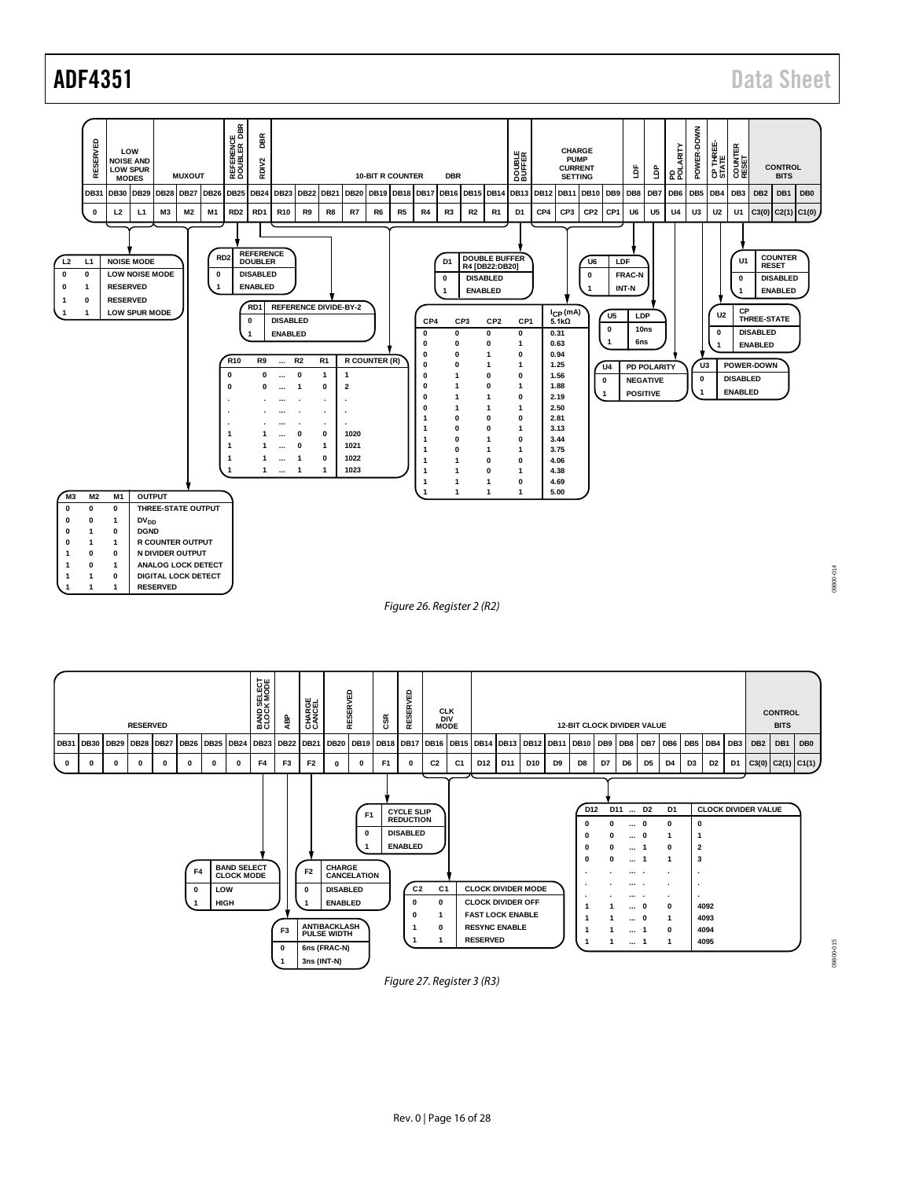| RESERVED | LOW NOISE AND LOW SPUR MODES | | MUXOUT | | | REFERENCE DOUBLER DBR | RDIV2 DBR | 10-BIT R COUNTER DBR | | | | | | | | | | DOUBLE BUFFER | CHARGE PUMP CURRENT SETTING | | | | LDF | LDP | PD POLARITY | POWER-DOWN | CP THREE-STATE | COUNTER RESET | CONTROL BITS | | |
|---|---|---|---|---|---|---|---|---|---|---|---|---|---|---|---|---|---|---|---|---|---|---|---|---|---|---|---|---|---|---|---|
| DB31 | DB30 | DB29 | DB28 | DB27 | DB26 | DB25 | DB24 | DB23 | DB22 | DB21 | DB20 | DB19 | DB18 | DB17 | DB16 | DB15 | DB14 | DB13 | DB12 | DB11 | DB10 | DB9 | DB8 | DB7 | DB6 | DB5 | DB4 | DB3 | DB2 | DB1 | DB0 |
| 0 | L2 | L1 | M3 | M2 | M1 | RD2 | RD1 | R10 | R9 | R8 | R7 | R6 | R5 | R4 | R3 | R2 | R1 | D1 | CP4 | CP3 | CP2 | CP1 | U6 | U5 | U4 | U3 | U2 | U1 | C3(0) | C2(1) | C1(0) |

| L2 | L1 | NOISE MODE |
|---|---|---|
| 0 | 0 | LOW NOISE MODE |
| 0 | 1 | RESERVED |
| 1 | 0 | RESERVED |
| 1 | 1 | LOW SPUR MODE |

| M3 | M2 | M1 | OUTPUT |
|---|---|---|---|
| 0 | 0 | 0 | THREE-STATE OUTPUT |
| 0 | 0 | 1 | $DV_{DD}$ |
| 0 | 1 | 0 | DGND |
| 0 | 1 | 1 | R COUNTER OUTPUT |
| 1 | 0 | 0 | N DIVIDER OUTPUT |
| 1 | 0 | 1 | ANALOG LOCK DETECT |
| 1 | 1 | 0 | DIGITAL LOCK DETECT |
| 1 | 1 | 1 | RESERVED |

| RD2 | REFERENCE DOUBLER |
|---|---|
| 0 | DISABLED |
| 1 | ENABLED |

| RD1 | REFERENCE DIVIDE-BY-2 |
|---|---|
| 0 | DISABLED |
| 1 | ENABLED |

| R10 | R9 | ... | R2 | R1 | R COUNTER (R) |
|---|---|---|---|---|---|
| 0 | 0 | ... | 0 | 1 | 1 |
| 0 | 0 | ... | 1 | 0 | 2 |
| . | . | ... | . | . | . |
| . | . | ... | . | . | . |
| . | . | ... | . | . | . |
| 1 | 1 | ... | 0 | 0 | 1020 |
| 1 | 1 | ... | 0 | 1 | 1021 |
| 1 | 1 | ... | 1 | 0 | 1022 |
| 1 | 1 | ... | 1 | 1 | 1023 |

| D1 | DOUBLE BUFFER R4 [DB22:DB20] |
|---|---|
| 0 | DISABLED |
| 1 | ENABLED |

| CP4 | CP3 | CP2 | CP1 | $I_{CP}$ (mA) 5.1kΩ |
|---|---|---|---|---|
| 0 | 0 | 0 | 0 | 0.31 |
| 0 | 0 | 0 | 1 | 0.63 |
| 0 | 0 | 1 | 0 | 0.94 |
| 0 | 0 | 1 | 1 | 1.25 |
| 0 | 1 | 0 | 0 | 1.56 |
| 0 | 1 | 0 | 1 | 1.88 |
| 0 | 1 | 1 | 0 | 2.19 |
| 0 | 1 | 1 | 1 | 2.50 |
| 1 | 0 | 0 | 0 | 2.81 |
| 1 | 0 | 0 | 1 | 3.13 |
| 1 | 0 | 1 | 0 | 3.44 |
| 1 | 0 | 1 | 1 | 3.75 |
| 1 | 1 | 0 | 0 | 4.06 |
| 1 | 1 | 0 | 1 | 4.38 |
| 1 | 1 | 1 | 0 | 4.69 |
| 1 | 1 | 1 | 1 | 5.00 |

| U6 | LDF |
|---|---|
| 0 | FRAC-N |
| 1 | INT-N |

| U5 | LDP |
|---|---|
| 0 | 10ns |
| 1 | 6ns |

| U4 | PD POLARITY |
|---|---|
| 0 | NEGATIVE |
| 1 | POSITIVE |

| U3 | POWER-DOWN |
|---|---|
| 0 | DISABLED |
| 1 | ENABLED |

| U2 | CP THREE-STATE |
|---|---|
| 0 | DISABLED |
| 1 | ENABLED |

| U1 | COUNTER RESET |
|---|---|
| 0 | DISABLED |
| 1 | ENABLED |

*Figure 26. Register 2 (R2)*

| RESERVED | | | | | | | | BAND SELECT CLOCK MODE | ABP | CHARGE CANCEL | RESERVED | | CSR | RESERVED | CLK DIV MODE | | 12-BIT CLOCK DIVIDER VALUE | | | | | | | | | | | | CONTROL BITS | | |
|---|---|---|---|---|---|---|---|---|---|---|---|---|---|---|---|---|---|---|---|---|---|---|---|---|---|---|---|---|---|---|---|
| DB31 | DB30 | DB29 | DB28 | DB27 | DB26 | DB25 | DB24 | DB23 | DB22 | DB21 | DB20 | DB19 | DB18 | DB17 | DB16 | DB15 | DB14 | DB13 | DB12 | DB11 | DB10 | DB9 | DB8 | DB7 | DB6 | DB5 | DB4 | DB3 | DB2 | DB1 | DB0 |
| 0 | 0 | 0 | 0 | 0 | 0 | 0 | 0 | F4 | F3 | F2 | 0 | 0 | F1 | 0 | C2 | C1 | D12 | D11 | D10 | D9 | D8 | D7 | D6 | D5 | D4 | D3 | D2 | D1 | C3(0) | C2(1) | C1(1) |

| F4 | BAND SELECT CLOCK MODE |
|---|---|
| 0 | LOW |
| 1 | HIGH |

| F3 | ANTIBACKLASH PULSE WIDTH |
|---|---|
| 0 | 6ns (FRAC-N) |
| 1 | 3ns (INT-N) |

| F2 | CHARGE CANCELATION |
|---|---|
| 0 | DISABLED |
| 1 | ENABLED |

| F1 | CYCLE SLIP REDUCTION |
|---|---|
| 0 | DISABLED |
| 1 | ENABLED |

| C2 | C1 | CLOCK DIVIDER MODE |
|---|---|---|
| 0 | 0 | CLOCK DIVIDER OFF |
| 0 | 1 | FAST LOCK ENABLE |
| 1 | 0 | RESYNC ENABLE |
| 1 | 1 | RESERVED |

| D12 | D11 | ... | D2 | D1 | CLOCK DIVIDER VALUE |
|---|---|---|---|---|---|
| 0 | 0 | ... | 0 | 0 | 0 |
| 0 | 0 | ... | 0 | 1 | 1 |
| 0 | 0 | ... | 1 | 0 | 2 |
| 0 | 0 | ... | 1 | 1 | 3 |
| . | . | ... | . | . | . |
| . | . | ... | . | . | . |
| . | . | ... | . | . | . |
| 1 | 1 | ... | 0 | 0 | 4092 |
| 1 | 1 | ... | 0 | 1 | 4093 |
| 1 | 1 | ... | 1 | 0 | 4094 |
| 1 | 1 | ... | 1 | 1 | 4095 |

*Figure 27. Register 3 (R3)*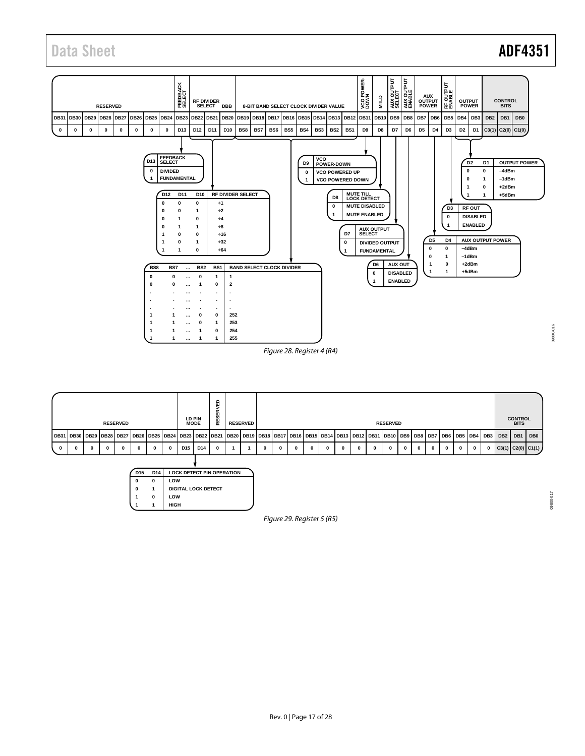| RESERVED | | | | | | | | FEEDBACK SELECT | RF DIVIDER SELECT | | DBB | 8-BIT BAND SELECT CLOCK DIVIDER VALUE | | | | | | | | VCO POWER-DOWN | MTLD | AUX OUTPUT SELECT | AUX OUTPUT ENABLE | AUX OUTPUT POWER | | RF OUTPUT ENABLE | OUTPUT POWER | | CONTROL BITS | | |
|---|---|---|---|---|---|---|---|---|---|---|---|---|---|---|---|---|---|---|---|---|---|---|---|---|---|---|---|---|---|---|---|
| DB31 | DB30 | DB29 | DB28 | DB27 | DB26 | DB25 | DB24 | DB23 | DB22 | DB21 | DB20 | DB19 | DB18 | DB17 | DB16 | DB15 | DB14 | DB13 | DB12 | DB11 | DB10 | DB9 | DB8 | DB7 | DB6 | DB5 | DB4 | DB3 | DB2 | DB1 | DB0 |
| 0 | 0 | 0 | 0 | 0 | 0 | 0 | 0 | D13 | D12 | D11 | D10 | BS8 | BS7 | BS6 | BS5 | BS4 | BS3 | BS2 | BS1 | D9 | D8 | D7 | D6 | D5 | D4 | D3 | D2 | D1 | C3(1) | C2(0) | C1(0) |

| D13 | FEEDBACK SELECT |
|---|---|
| 0 | DIVIDED |
| 1 | FUNDAMENTAL |

| D12 | D11 | D10 | RF DIVIDER SELECT |
|---|---|---|---|
| 0 | 0 | 0 | ÷1 |
| 0 | 0 | 1 | ÷2 |
| 0 | 1 | 0 | ÷4 |
| 0 | 1 | 1 | ÷8 |
| 1 | 0 | 0 | ÷16 |
| 1 | 0 | 1 | ÷32 |
| 1 | 1 | 0 | ÷64 |

| BS8 | BS7 | ... | BS2 | BS1 | BAND SELECT CLOCK DIVIDER |
|---|---|---|---|---|---|
| 0 | 0 | ... | 0 | 1 | 1 |
| 0 | 0 | ... | 1 | 0 | 2 |
| . | . | ... | . | . | . |
| . | . | ... | . | . | . |
| . | . | ... | . | . | . |
| 1 | 1 | ... | 0 | 0 | 252 |
| 1 | 1 | ... | 0 | 1 | 253 |
| 1 | 1 | ... | 1 | 0 | 254 |
| 1 | 1 | ... | 1 | 1 | 255 |

| D9 | VCO POWER-DOWN |
|---|---|
| 0 | VCO POWERED UP |
| 1 | VCO POWERED DOWN |

| D8 | MUTE TILL LOCK DETECT |
|---|---|
| 0 | MUTE DISABLED |
| 1 | MUTE ENABLED |

| D7 | AUX OUTPUT SELECT |
|---|---|
| 0 | DIVIDED OUTPUT |
| 1 | FUNDAMENTAL |

| D6 | AUX OUT |
|---|---|
| 0 | DISABLED |
| 1 | ENABLED |

| D5 | D4 | AUX OUTPUT POWER |
|---|---|---|
| 0 | 0 | –4dBm |
| 0 | 1 | –1dBm |
| 1 | 0 | +2dBm |
| 1 | 1 | +5dBm |

| D3 | RF OUT |
|---|---|
| 0 | DISABLED |
| 1 | ENABLED |

| D2 | D1 | OUTPUT POWER |
|---|---|---|
| 0 | 0 | –4dBm |
| 0 | 1 | –1dBm |
| 1 | 0 | +2dBm |
| 1 | 1 | +5dBm |

*Figure 28. Register 4 (R4)*

| RESERVED | | | | | | | | LD PIN MODE | | RESERVED | RESERVED | | RESERVED | | | | | | | | | | | | | | | | CONTROL BITS | | |
|---|---|---|---|---|---|---|---|---|---|---|---|---|---|---|---|---|---|---|---|---|---|---|---|---|---|---|---|---|---|---|---|
| DB31 | DB30 | DB29 | DB28 | DB27 | DB26 | DB25 | DB24 | DB23 | DB22 | DB21 | DB20 | DB19 | DB18 | DB17 | DB16 | DB15 | DB14 | DB13 | DB12 | DB11 | DB10 | DB9 | DB8 | DB7 | DB6 | DB5 | DB4 | DB3 | DB2 | DB1 | DB0 |
| 0 | 0 | 0 | 0 | 0 | 0 | 0 | 0 | D15 | D14 | 0 | 1 | 1 | 0 | 0 | 0 | 0 | 0 | 0 | 0 | 0 | 0 | 0 | 0 | 0 | 0 | 0 | 0 | 0 | C3(1) | C2(0) | C1(1) |

| D15 | D14 | LOCK DETECT PIN OPERATION |
|---|---|---|
| 0 | 0 | LOW |
| 0 | 1 | DIGITAL LOCK DETECT |
| 1 | 0 | LOW |
| 1 | 1 | HIGH |

*Figure 29. Register 5 (R5)*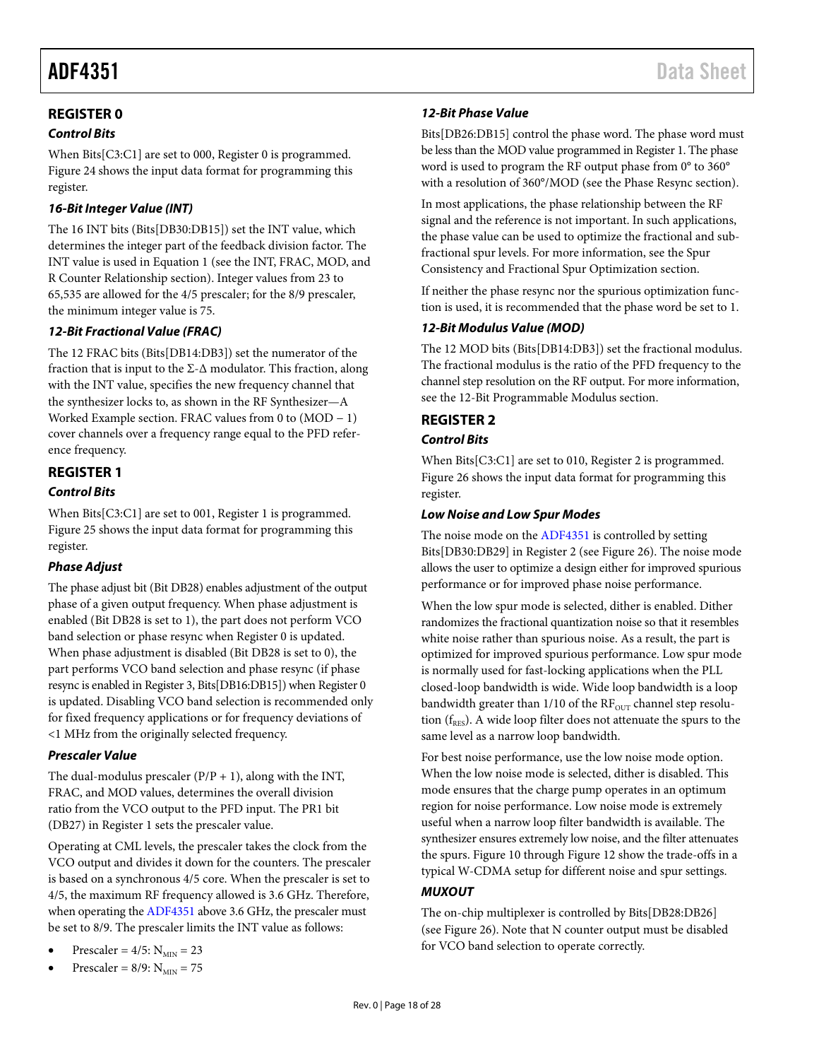## REGISTER 0

### Control Bits

When Bits[C3:C1] are set to 000, Register 0 is programmed. Figure 24 shows the input data format for programming this register.

### 16-Bit Integer Value (INT)

The 16 INT bits (Bits[DB30:DB15]) set the INT value, which determines the integer part of the feedback division factor. The INT value is used in Equation 1 (see the INT, FRAC, MOD, and R Counter Relationship section). Integer values from 23 to 65,535 are allowed for the 4/5 prescaler; for the 8/9 prescaler, the minimum integer value is 75.

### 12-Bit Fractional Value (FRAC)

The 12 FRAC bits (Bits[DB14:DB3]) set the numerator of the fraction that is input to the Σ-Δ modulator. This fraction, along with the INT value, specifies the new frequency channel that the synthesizer locks to, as shown in the RF Synthesizer—A Worked Example section. FRAC values from 0 to (MOD − 1) cover channels over a frequency range equal to the PFD reference frequency.

## REGISTER 1

### Control Bits

When Bits[C3:C1] are set to 001, Register 1 is programmed. Figure 25 shows the input data format for programming this register.

### Phase Adjust

The phase adjust bit (Bit DB28) enables adjustment of the output phase of a given output frequency. When phase adjustment is enabled (Bit DB28 is set to 1), the part does not perform VCO band selection or phase resync when Register 0 is updated. When phase adjustment is disabled (Bit DB28 is set to 0), the part performs VCO band selection and phase resync (if phase resync is enabled in Register 3, Bits[DB16:DB15]) when Register 0 is updated. Disabling VCO band selection is recommended only for fixed frequency applications or for frequency deviations of <1 MHz from the originally selected frequency.

### Prescaler Value

The dual-modulus prescaler (P/P + 1), along with the INT, FRAC, and MOD values, determines the overall division ratio from the VCO output to the PFD input. The PR1 bit (DB27) in Register 1 sets the prescaler value.

Operating at CML levels, the prescaler takes the clock from the VCO output and divides it down for the counters. The prescaler is based on a synchronous 4/5 core. When the prescaler is set to 4/5, the maximum RF frequency allowed is 3.6 GHz. Therefore, when operating the ADF4351 above 3.6 GHz, the prescaler must be set to 8/9. The prescaler limits the INT value as follows:

- Prescaler = 4/5: $N_{MIN}$ = 23
- Prescaler = 8/9: $N_{MIN}$ = 75

### 12-Bit Phase Value

Bits[DB26:DB15] control the phase word. The phase word must be less than the MOD value programmed in Register 1. The phase word is used to program the RF output phase from 0° to 360° with a resolution of 360°/MOD (see the Phase Resync section).

In most applications, the phase relationship between the RF signal and the reference is not important. In such applications, the phase value can be used to optimize the fractional and sub-fractional spur levels. For more information, see the Spur Consistency and Fractional Spur Optimization section.

If neither the phase resync nor the spurious optimization function is used, it is recommended that the phase word be set to 1.

### 12-Bit Modulus Value (MOD)

The 12 MOD bits (Bits[DB14:DB3]) set the fractional modulus. The fractional modulus is the ratio of the PFD frequency to the channel step resolution on the RF output. For more information, see the 12-Bit Programmable Modulus section.

## REGISTER 2

### Control Bits

When Bits[C3:C1] are set to 010, Register 2 is programmed. Figure 26 shows the input data format for programming this register.

### Low Noise and Low Spur Modes

The noise mode on the ADF4351 is controlled by setting Bits[DB30:DB29] in Register 2 (see Figure 26). The noise mode allows the user to optimize a design either for improved spurious performance or for improved phase noise performance.

When the low spur mode is selected, dither is enabled. Dither randomizes the fractional quantization noise so that it resembles white noise rather than spurious noise. As a result, the part is optimized for improved spurious performance. Low spur mode is normally used for fast-locking applications when the PLL closed-loop bandwidth is wide. Wide loop bandwidth is a loop bandwidth greater than 1/10 of the $RF_{OUT}$ channel step resolution ($f_{RES}$). A wide loop filter does not attenuate the spurs to the same level as a narrow loop bandwidth.

For best noise performance, use the low noise mode option. When the low noise mode is selected, dither is disabled. This mode ensures that the charge pump operates in an optimum region for noise performance. Low noise mode is extremely useful when a narrow loop filter bandwidth is available. The synthesizer ensures extremely low noise, and the filter attenuates the spurs. Figure 10 through Figure 12 show the trade-offs in a typical W-CDMA setup for different noise and spur settings.

### MUXOUT

The on-chip multiplexer is controlled by Bits[DB28:DB26] (see Figure 26). Note that N counter output must be disabled for VCO band selection to operate correctly.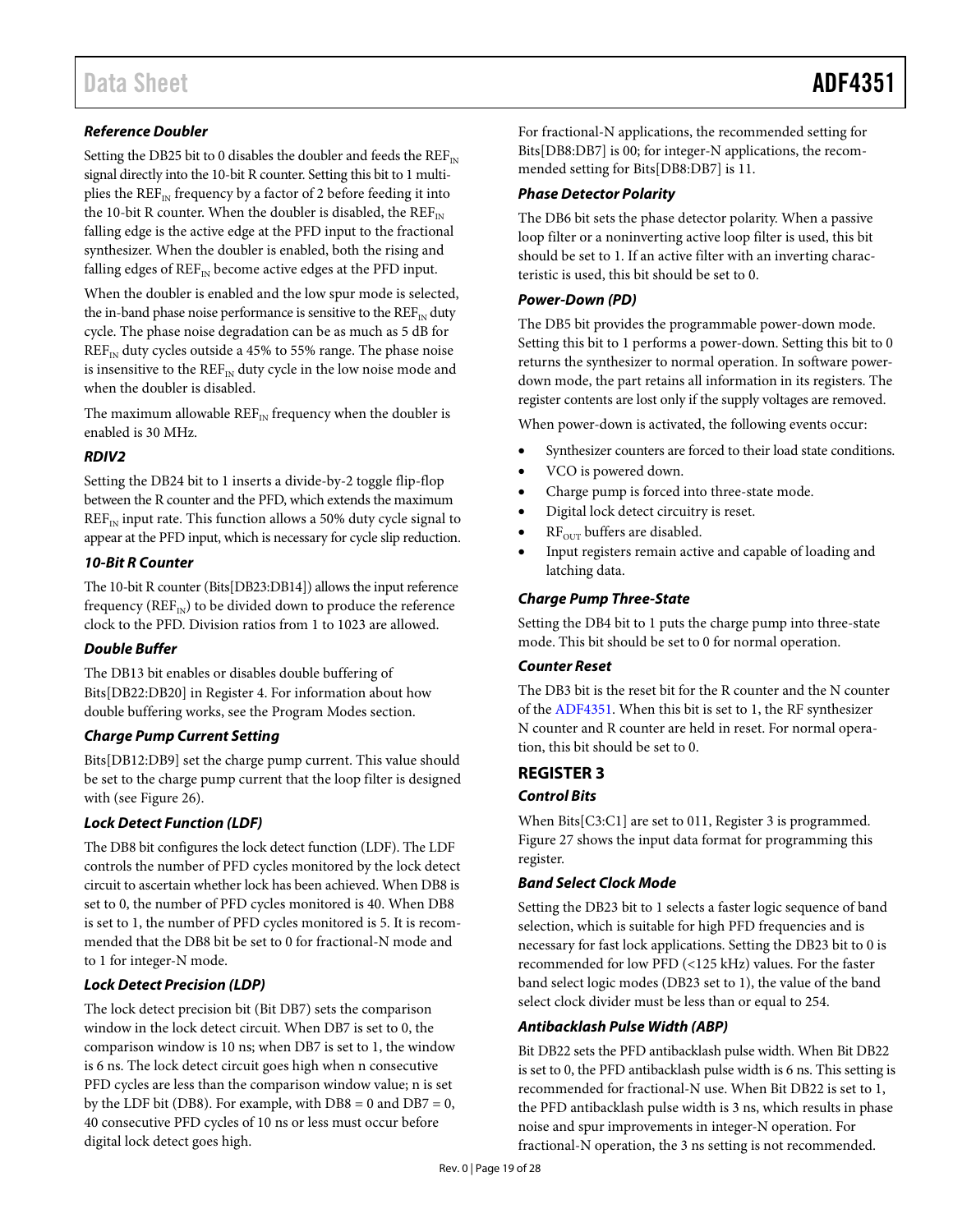### Reference Doubler

Setting the DB25 bit to 0 disables the doubler and feeds the $REF_{IN}$ signal directly into the 10-bit R counter. Setting this bit to 1 multiplies the $REF_{IN}$ frequency by a factor of 2 before feeding it into the 10-bit R counter. When the doubler is disabled, the $REF_{IN}$ falling edge is the active edge at the PFD input to the fractional synthesizer. When the doubler is enabled, both the rising and falling edges of $REF_{IN}$ become active edges at the PFD input.

When the doubler is enabled and the low spur mode is selected, the in-band phase noise performance is sensitive to the $REF_{IN}$ duty cycle. The phase noise degradation can be as much as 5 dB for $REF_{IN}$ duty cycles outside a 45% to 55% range. The phase noise is insensitive to the $REF_{IN}$ duty cycle in the low noise mode and when the doubler is disabled.

The maximum allowable $REF_{IN}$ frequency when the doubler is enabled is 30 MHz.

### RDIV2

Setting the DB24 bit to 1 inserts a divide-by-2 toggle flip-flop between the R counter and the PFD, which extends the maximum $REF_{IN}$ input rate. This function allows a 50% duty cycle signal to appear at the PFD input, which is necessary for cycle slip reduction.

### 10-Bit R Counter

The 10-bit R counter (Bits[DB23:DB14]) allows the input reference frequency ($REF_{IN}$) to be divided down to produce the reference clock to the PFD. Division ratios from 1 to 1023 are allowed.

### Double Buffer

The DB13 bit enables or disables double buffering of Bits[DB22:DB20] in Register 4. For information about how double buffering works, see the Program Modes section.

### Charge Pump Current Setting

Bits[DB12:DB9] set the charge pump current. This value should be set to the charge pump current that the loop filter is designed with (see Figure 26).

### Lock Detect Function (LDF)

The DB8 bit configures the lock detect function (LDF). The LDF controls the number of PFD cycles monitored by the lock detect circuit to ascertain whether lock has been achieved. When DB8 is set to 0, the number of PFD cycles monitored is 40. When DB8 is set to 1, the number of PFD cycles monitored is 5. It is recommended that the DB8 bit be set to 0 for fractional-N mode and to 1 for integer-N mode.

### Lock Detect Precision (LDP)

The lock detect precision bit (Bit DB7) sets the comparison window in the lock detect circuit. When DB7 is set to 0, the comparison window is 10 ns; when DB7 is set to 1, the window is 6 ns. The lock detect circuit goes high when n consecutive PFD cycles are less than the comparison window value; n is set by the LDF bit (DB8). For example, with DB8 = 0 and DB7 = 0, 40 consecutive PFD cycles of 10 ns or less must occur before digital lock detect goes high.

For fractional-N applications, the recommended setting for Bits[DB8:DB7] is 00; for integer-N applications, the recommended setting for Bits[DB8:DB7] is 11.

### Phase Detector Polarity

The DB6 bit sets the phase detector polarity. When a passive loop filter or a noninverting active loop filter is used, this bit should be set to 1. If an active filter with an inverting characteristic is used, this bit should be set to 0.

### Power-Down (PD)

The DB5 bit provides the programmable power-down mode. Setting this bit to 1 performs a power-down. Setting this bit to 0 returns the synthesizer to normal operation. In software power-down mode, the part retains all information in its registers. The register contents are lost only if the supply voltages are removed.

When power-down is activated, the following events occur:

- Synthesizer counters are forced to their load state conditions.
- VCO is powered down.
- Charge pump is forced into three-state mode.
- Digital lock detect circuitry is reset.
- $RF_{OUT}$ buffers are disabled.
- Input registers remain active and capable of loading and latching data.

### Charge Pump Three-State

Setting the DB4 bit to 1 puts the charge pump into three-state mode. This bit should be set to 0 for normal operation.

### Counter Reset

The DB3 bit is the reset bit for the R counter and the N counter of the ADF4351. When this bit is set to 1, the RF synthesizer N counter and R counter are held in reset. For normal operation, this bit should be set to 0.

## REGISTER 3

### Control Bits

When Bits[C3:C1] are set to 011, Register 3 is programmed. Figure 27 shows the input data format for programming this register.

### Band Select Clock Mode

Setting the DB23 bit to 1 selects a faster logic sequence of band selection, which is suitable for high PFD frequencies and is necessary for fast lock applications. Setting the DB23 bit to 0 is recommended for low PFD (<125 kHz) values. For the faster band select logic modes (DB23 set to 1), the value of the band select clock divider must be less than or equal to 254.

### Antibacklash Pulse Width (ABP)

Bit DB22 sets the PFD antibacklash pulse width. When Bit DB22 is set to 0, the PFD antibacklash pulse width is 6 ns. This setting is recommended for fractional-N use. When Bit DB22 is set to 1, the PFD antibacklash pulse width is 3 ns, which results in phase noise and spur improvements in integer-N operation. For fractional-N operation, the 3 ns setting is not recommended.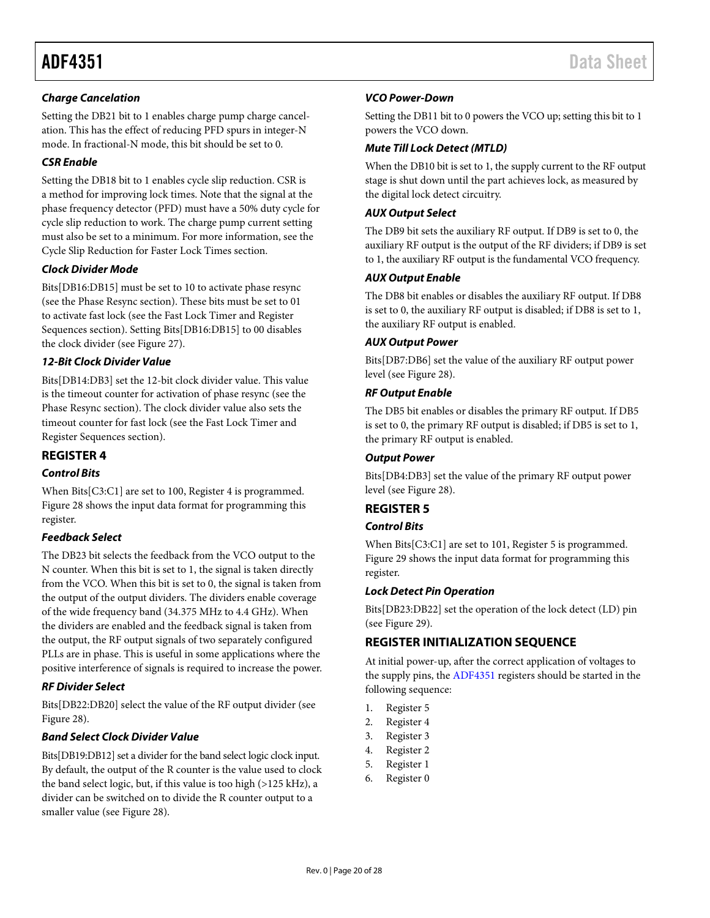### Charge Cancelation

Setting the DB21 bit to 1 enables charge pump charge cancelation. This has the effect of reducing PFD spurs in integer-N mode. In fractional-N mode, this bit should be set to 0.

### CSR Enable

Setting the DB18 bit to 1 enables cycle slip reduction. CSR is a method for improving lock times. Note that the signal at the phase frequency detector (PFD) must have a 50% duty cycle for cycle slip reduction to work. The charge pump current setting must also be set to a minimum. For more information, see the Cycle Slip Reduction for Faster Lock Times section.

### Clock Divider Mode

Bits[DB16:DB15] must be set to 10 to activate phase resync (see the Phase Resync section). These bits must be set to 01 to activate fast lock (see the Fast Lock Timer and Register Sequences section). Setting Bits[DB16:DB15] to 00 disables the clock divider (see Figure 27).

### 12-Bit Clock Divider Value

Bits[DB14:DB3] set the 12-bit clock divider value. This value is the timeout counter for activation of phase resync (see the Phase Resync section). The clock divider value also sets the timeout counter for fast lock (see the Fast Lock Timer and Register Sequences section).

## REGISTER 4

### Control Bits

When Bits[C3:C1] are set to 100, Register 4 is programmed. Figure 28 shows the input data format for programming this register.

### Feedback Select

The DB23 bit selects the feedback from the VCO output to the N counter. When this bit is set to 1, the signal is taken directly from the VCO. When this bit is set to 0, the signal is taken from the output of the output dividers. The dividers enable coverage of the wide frequency band (34.375 MHz to 4.4 GHz). When the dividers are enabled and the feedback signal is taken from the output, the RF output signals of two separately configured PLLs are in phase. This is useful in some applications where the positive interference of signals is required to increase the power.

### RF Divider Select

Bits[DB22:DB20] select the value of the RF output divider (see Figure 28).

### Band Select Clock Divider Value

Bits[DB19:DB12] set a divider for the band select logic clock input. By default, the output of the R counter is the value used to clock the band select logic, but, if this value is too high (>125 kHz), a divider can be switched on to divide the R counter output to a smaller value (see Figure 28).

### VCO Power-Down

Setting the DB11 bit to 0 powers the VCO up; setting this bit to 1 powers the VCO down.

### Mute Till Lock Detect (MTLD)

When the DB10 bit is set to 1, the supply current to the RF output stage is shut down until the part achieves lock, as measured by the digital lock detect circuitry.

### AUX Output Select

The DB9 bit sets the auxiliary RF output. If DB9 is set to 0, the auxiliary RF output is the output of the RF dividers; if DB9 is set to 1, the auxiliary RF output is the fundamental VCO frequency.

### AUX Output Enable

The DB8 bit enables or disables the auxiliary RF output. If DB8 is set to 0, the auxiliary RF output is disabled; if DB8 is set to 1, the auxiliary RF output is enabled.

### AUX Output Power

Bits[DB7:DB6] set the value of the auxiliary RF output power level (see Figure 28).

### RF Output Enable

The DB5 bit enables or disables the primary RF output. If DB5 is set to 0, the primary RF output is disabled; if DB5 is set to 1, the primary RF output is enabled.

### Output Power

Bits[DB4:DB3] set the value of the primary RF output power level (see Figure 28).

## REGISTER 5

### Control Bits

When Bits[C3:C1] are set to 101, Register 5 is programmed. Figure 29 shows the input data format for programming this register.

### Lock Detect Pin Operation

Bits[DB23:DB22] set the operation of the lock detect (LD) pin (see Figure 29).

## REGISTER INITIALIZATION SEQUENCE

At initial power-up, after the correct application of voltages to the supply pins, the ADF4351 registers should be started in the following sequence:

1. Register 5
2. Register 4
3. Register 3
4. Register 2
5. Register 1
6. Register 0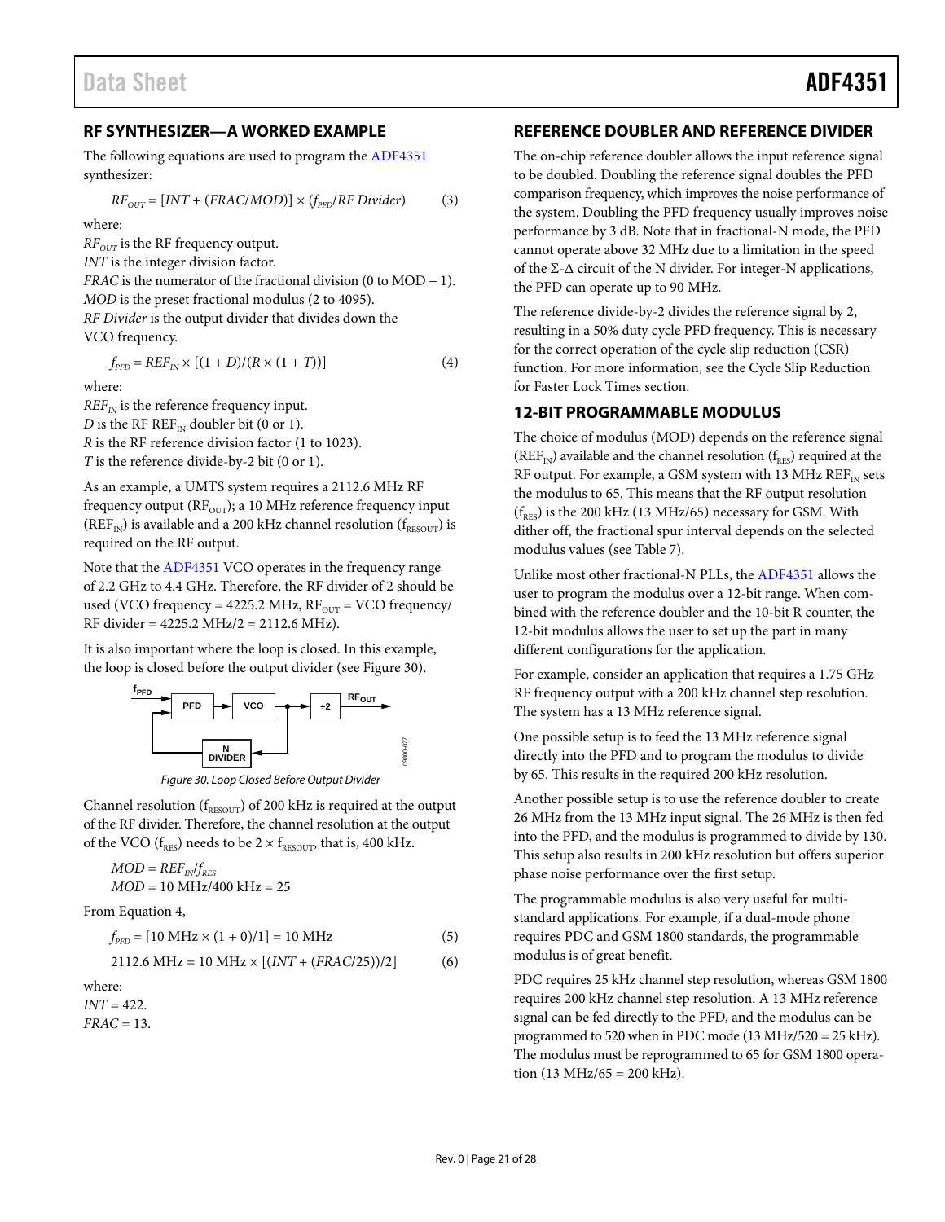## RF SYNTHESIZER—A WORKED EXAMPLE

The following equations are used to program the ADF4351 synthesizer:

$$RF_{OUT} = [INT + (FRAC/MOD)] \times (f_{PFD}/RF\ Divider) \quad (3)$$

where:
$RF_{OUT}$ is the RF frequency output.
$INT$ is the integer division factor.
$FRAC$ is the numerator of the fractional division (0 to MOD − 1).
$MOD$ is the preset fractional modulus (2 to 4095).
$RF\ Divider$ is the output divider that divides down the VCO frequency.

$$f_{PFD} = REF_{IN} \times [(1 + D)/(R \times (1 + T))] \quad (4)$$

where:
$REF_{IN}$ is the reference frequency input.
$D$ is the RF $REF_{IN}$ doubler bit (0 or 1).
$R$ is the RF reference division factor (1 to 1023).
$T$ is the reference divide-by-2 bit (0 or 1).

As an example, a UMTS system requires a 2112.6 MHz RF frequency output ($RF_{OUT}$); a 10 MHz reference frequency input ($REF_{IN}$) is available and a 200 kHz channel resolution ($f_{RESOUT}$) is required on the RF output.

Note that the ADF4351 VCO operates in the frequency range of 2.2 GHz to 4.4 GHz. Therefore, the RF divider of 2 should be used (VCO frequency = 4225.2 MHz, $RF_{OUT}$ = VCO frequency/RF divider = 4225.2 MHz/2 = 2112.6 MHz).

It is also important where the loop is closed. In this example, the loop is closed before the output divider (see Figure 30).

Figure 30. Loop Closed Before Output Divider

Channel resolution ($f_{RESOUT}$) of 200 kHz is required at the output of the RF divider. Therefore, the channel resolution at the output of the VCO ($f_{RES}$) needs to be $2 \times f_{RESOUT}$, that is, 400 kHz.

$$MOD = REF_{IN}/f_{RES}$$
$$MOD = 10\text{ MHz}/400\text{ kHz} = 25$$

From Equation 4,

$$f_{PFD} = [10\text{ MHz} \times (1 + 0)/1] = 10\text{ MHz} \quad (5)$$

$$2112.6\text{ MHz} = 10\text{ MHz} \times [(INT + (FRAC/25))/2] \quad (6)$$

where:
$INT$ = 422.
$FRAC$ = 13.

## REFERENCE DOUBLER AND REFERENCE DIVIDER

The on-chip reference doubler allows the input reference signal to be doubled. Doubling the reference signal doubles the PFD comparison frequency, which improves the noise performance of the system. Doubling the PFD frequency usually improves noise performance by 3 dB. Note that in fractional-N mode, the PFD cannot operate above 32 MHz due to a limitation in the speed of the Σ-Δ circuit of the N divider. For integer-N applications, the PFD can operate up to 90 MHz.

The reference divide-by-2 divides the reference signal by 2, resulting in a 50% duty cycle PFD frequency. This is necessary for the correct operation of the cycle slip reduction (CSR) function. For more information, see the Cycle Slip Reduction for Faster Lock Times section.

## 12-BIT PROGRAMMABLE MODULUS

The choice of modulus (MOD) depends on the reference signal ($REF_{IN}$) available and the channel resolution ($f_{RES}$) required at the RF output. For example, a GSM system with 13 MHz $REF_{IN}$ sets the modulus to 65. This means that the RF output resolution ($f_{RES}$) is the 200 kHz (13 MHz/65) necessary for GSM. With dither off, the fractional spur interval depends on the selected modulus values (see Table 7).

Unlike most other fractional-N PLLs, the ADF4351 allows the user to program the modulus over a 12-bit range. When combined with the reference doubler and the 10-bit R counter, the 12-bit modulus allows the user to set up the part in many different configurations for the application.

For example, consider an application that requires a 1.75 GHz RF frequency output with a 200 kHz channel step resolution. The system has a 13 MHz reference signal.

One possible setup is to feed the 13 MHz reference signal directly into the PFD and to program the modulus to divide by 65. This results in the required 200 kHz resolution.

Another possible setup is to use the reference doubler to create 26 MHz from the 13 MHz input signal. The 26 MHz is then fed into the PFD, and the modulus is programmed to divide by 130. This setup also results in 200 kHz resolution but offers superior phase noise performance over the first setup.

The programmable modulus is also very useful for multi-standard applications. For example, if a dual-mode phone requires PDC and GSM 1800 standards, the programmable modulus is of great benefit.

PDC requires 25 kHz channel step resolution, whereas GSM 1800 requires 200 kHz channel step resolution. A 13 MHz reference signal can be fed directly to the PFD, and the modulus can be programmed to 520 when in PDC mode (13 MHz/520 = 25 kHz). The modulus must be reprogrammed to 65 for GSM 1800 operation (13 MHz/65 = 200 kHz).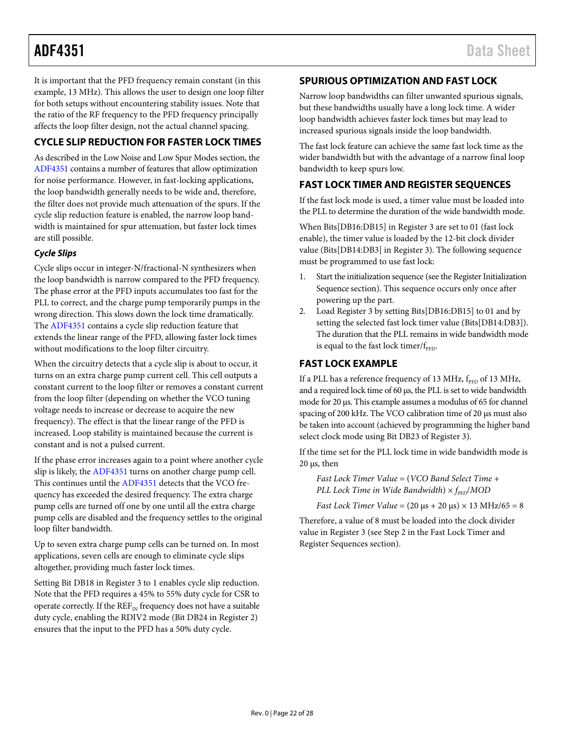It is important that the PFD frequency remain constant (in this example, 13 MHz). This allows the user to design one loop filter for both setups without encountering stability issues. Note that the ratio of the RF frequency to the PFD frequency principally affects the loop filter design, not the actual channel spacing.

## CYCLE SLIP REDUCTION FOR FASTER LOCK TIMES

As described in the Low Noise and Low Spur Modes section, the ADF4351 contains a number of features that allow optimization for noise performance. However, in fast-locking applications, the loop bandwidth generally needs to be wide and, therefore, the filter does not provide much attenuation of the spurs. If the cycle slip reduction feature is enabled, the narrow loop bandwidth is maintained for spur attenuation, but faster lock times are still possible.

### Cycle Slips

Cycle slips occur in integer-N/fractional-N synthesizers when the loop bandwidth is narrow compared to the PFD frequency. The phase error at the PFD inputs accumulates too fast for the PLL to correct, and the charge pump temporarily pumps in the wrong direction. This slows down the lock time dramatically. The ADF4351 contains a cycle slip reduction feature that extends the linear range of the PFD, allowing faster lock times without modifications to the loop filter circuitry.

When the circuitry detects that a cycle slip is about to occur, it turns on an extra charge pump current cell. This cell outputs a constant current to the loop filter or removes a constant current from the loop filter (depending on whether the VCO tuning voltage needs to increase or decrease to acquire the new frequency). The effect is that the linear range of the PFD is increased. Loop stability is maintained because the current is constant and is not a pulsed current.

If the phase error increases again to a point where another cycle slip is likely, the ADF4351 turns on another charge pump cell. This continues until the ADF4351 detects that the VCO frequency has exceeded the desired frequency. The extra charge pump cells are turned off one by one until all the extra charge pump cells are disabled and the frequency settles to the original loop filter bandwidth.

Up to seven extra charge pump cells can be turned on. In most applications, seven cells are enough to eliminate cycle slips altogether, providing much faster lock times.

Setting Bit DB18 in Register 3 to 1 enables cycle slip reduction. Note that the PFD requires a 45% to 55% duty cycle for CSR to operate correctly. If the $REF_{IN}$ frequency does not have a suitable duty cycle, enabling the RDIV2 mode (Bit DB24 in Register 2) ensures that the input to the PFD has a 50% duty cycle.

## SPURIOUS OPTIMIZATION AND FAST LOCK

Narrow loop bandwidths can filter unwanted spurious signals, but these bandwidths usually have a long lock time. A wider loop bandwidth achieves faster lock times but may lead to increased spurious signals inside the loop bandwidth.

The fast lock feature can achieve the same fast lock time as the wider bandwidth but with the advantage of a narrow final loop bandwidth to keep spurs low.

## FAST LOCK TIMER AND REGISTER SEQUENCES

If the fast lock mode is used, a timer value must be loaded into the PLL to determine the duration of the wide bandwidth mode.

When Bits[DB16:DB15] in Register 3 are set to 01 (fast lock enable), the timer value is loaded by the 12-bit clock divider value (Bits[DB14:DB3] in Register 3). The following sequence must be programmed to use fast lock:

1. Start the initialization sequence (see the Register Initialization Sequence section). This sequence occurs only once after powering up the part.
2. Load Register 3 by setting Bits[DB16:DB15] to 01 and by setting the selected fast lock timer value (Bits[DB14:DB3]). The duration that the PLL remains in wide bandwidth mode is equal to the fast lock timer/$f_{PFD}$.

## FAST LOCK EXAMPLE

If a PLL has a reference frequency of 13 MHz, $f_{PFD}$ of 13 MHz, and a required lock time of 60 µs, the PLL is set to wide bandwidth mode for 20 µs. This example assumes a modulus of 65 for channel spacing of 200 kHz. The VCO calibration time of 20 µs must also be taken into account (achieved by programming the higher band select clock mode using Bit DB23 of Register 3).

If the time set for the PLL lock time in wide bandwidth mode is 20 µs, then

$$\textit{Fast Lock Timer Value} = (\textit{VCO Band Select Time} + \textit{PLL Lock Time in Wide Bandwidth}) \times f_{PFD}/MOD$$

$$\textit{Fast Lock Timer Value} = (20\ \mu s + 20\ \mu s) \times 13\ \text{MHz}/65 = 8$$

Therefore, a value of 8 must be loaded into the clock divider value in Register 3 (see Step 2 in the Fast Lock Timer and Register Sequences section).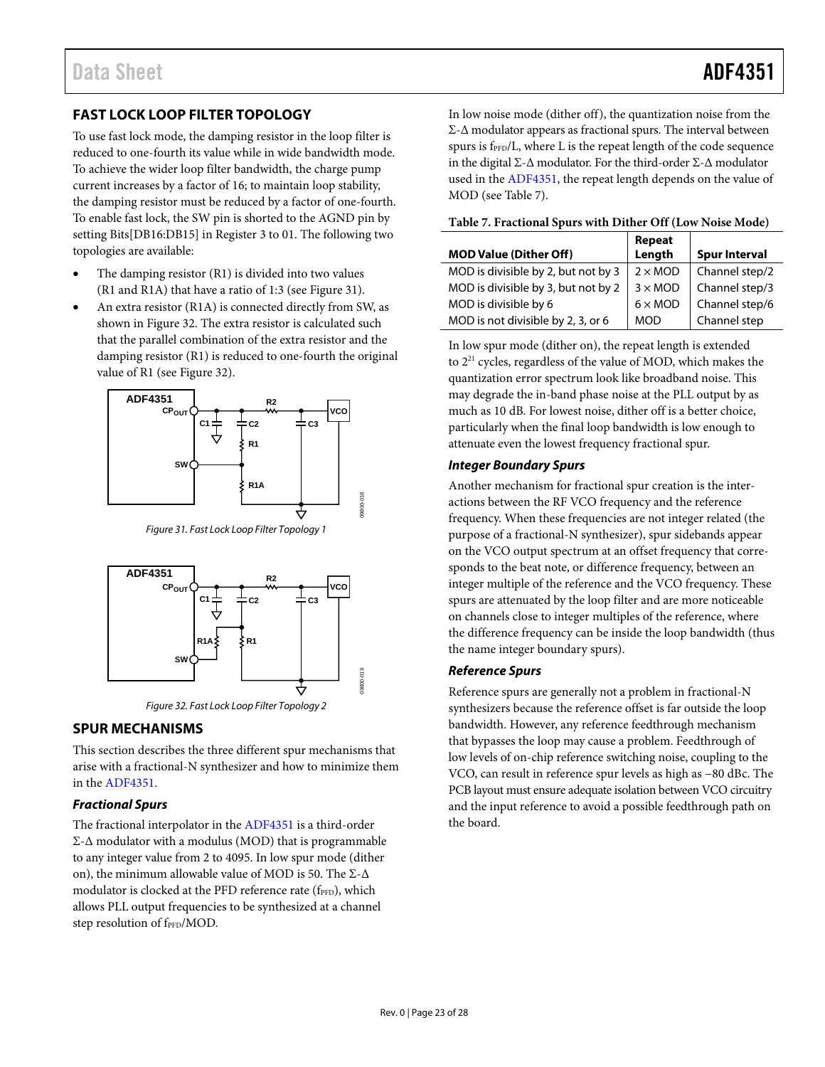## FAST LOCK LOOP FILTER TOPOLOGY

To use fast lock mode, the damping resistor in the loop filter is reduced to one-fourth its value while in wide bandwidth mode. To achieve the wider loop filter bandwidth, the charge pump current increases by a factor of 16; to maintain loop stability, the damping resistor must be reduced by a factor of one-fourth. To enable fast lock, the SW pin is shorted to the AGND pin by setting Bits[DB16:DB15] in Register 3 to 01. The following two topologies are available:

- The damping resistor (R1) is divided into two values (R1 and R1A) that have a ratio of 1:3 (see Figure 31).
- An extra resistor (R1A) is connected directly from SW, as shown in Figure 32. The extra resistor is calculated such that the parallel combination of the extra resistor and the damping resistor (R1) is reduced to one-fourth the original value of R1 (see Figure 32).

*Figure 31. Fast Lock Loop Filter Topology 1*

*Figure 32. Fast Lock Loop Filter Topology 2*

## SPUR MECHANISMS

This section describes the three different spur mechanisms that arise with a fractional-N synthesizer and how to minimize them in the ADF4351.

### *Fractional Spurs*

The fractional interpolator in the ADF4351 is a third-order Σ-Δ modulator with a modulus (MOD) that is programmable to any integer value from 2 to 4095. In low spur mode (dither on), the minimum allowable value of MOD is 50. The Σ-Δ modulator is clocked at the PFD reference rate ($f_{PFD}$), which allows PLL output frequencies to be synthesized at a channel step resolution of $f_{PFD}$/MOD.

In low noise mode (dither off), the quantization noise from the Σ-Δ modulator appears as fractional spurs. The interval between spurs is $f_{PFD}$/L, where L is the repeat length of the code sequence in the digital Σ-Δ modulator. For the third-order Σ-Δ modulator used in the ADF4351, the repeat length depends on the value of MOD (see Table 7).

**Table 7. Fractional Spurs with Dither Off (Low Noise Mode)**

| MOD Value (Dither Off) | Repeat Length | Spur Interval |
|---|---|---|
| MOD is divisible by 2, but not by 3 | 2 × MOD | Channel step/2 |
| MOD is divisible by 3, but not by 2 | 3 × MOD | Channel step/3 |
| MOD is divisible by 6 | 6 × MOD | Channel step/6 |
| MOD is not divisible by 2, 3, or 6 | MOD | Channel step |

In low spur mode (dither on), the repeat length is extended to $2^{21}$ cycles, regardless of the value of MOD, which makes the quantization error spectrum look like broadband noise. This may degrade the in-band phase noise at the PLL output by as much as 10 dB. For lowest noise, dither off is a better choice, particularly when the final loop bandwidth is low enough to attenuate even the lowest frequency fractional spur.

### *Integer Boundary Spurs*

Another mechanism for fractional spur creation is the interactions between the RF VCO frequency and the reference frequency. When these frequencies are not integer related (the purpose of a fractional-N synthesizer), spur sidebands appear on the VCO output spectrum at an offset frequency that corresponds to the beat note, or difference frequency, between an integer multiple of the reference and the VCO frequency. These spurs are attenuated by the loop filter and are more noticeable on channels close to integer multiples of the reference, where the difference frequency can be inside the loop bandwidth (thus the name integer boundary spurs).

### *Reference Spurs*

Reference spurs are generally not a problem in fractional-N synthesizers because the reference offset is far outside the loop bandwidth. However, any reference feedthrough mechanism that bypasses the loop may cause a problem. Feedthrough of low levels of on-chip reference switching noise, coupling to the VCO, can result in reference spur levels as high as −80 dBc. The PCB layout must ensure adequate isolation between VCO circuitry and the input reference to avoid a possible feedthrough path on the board.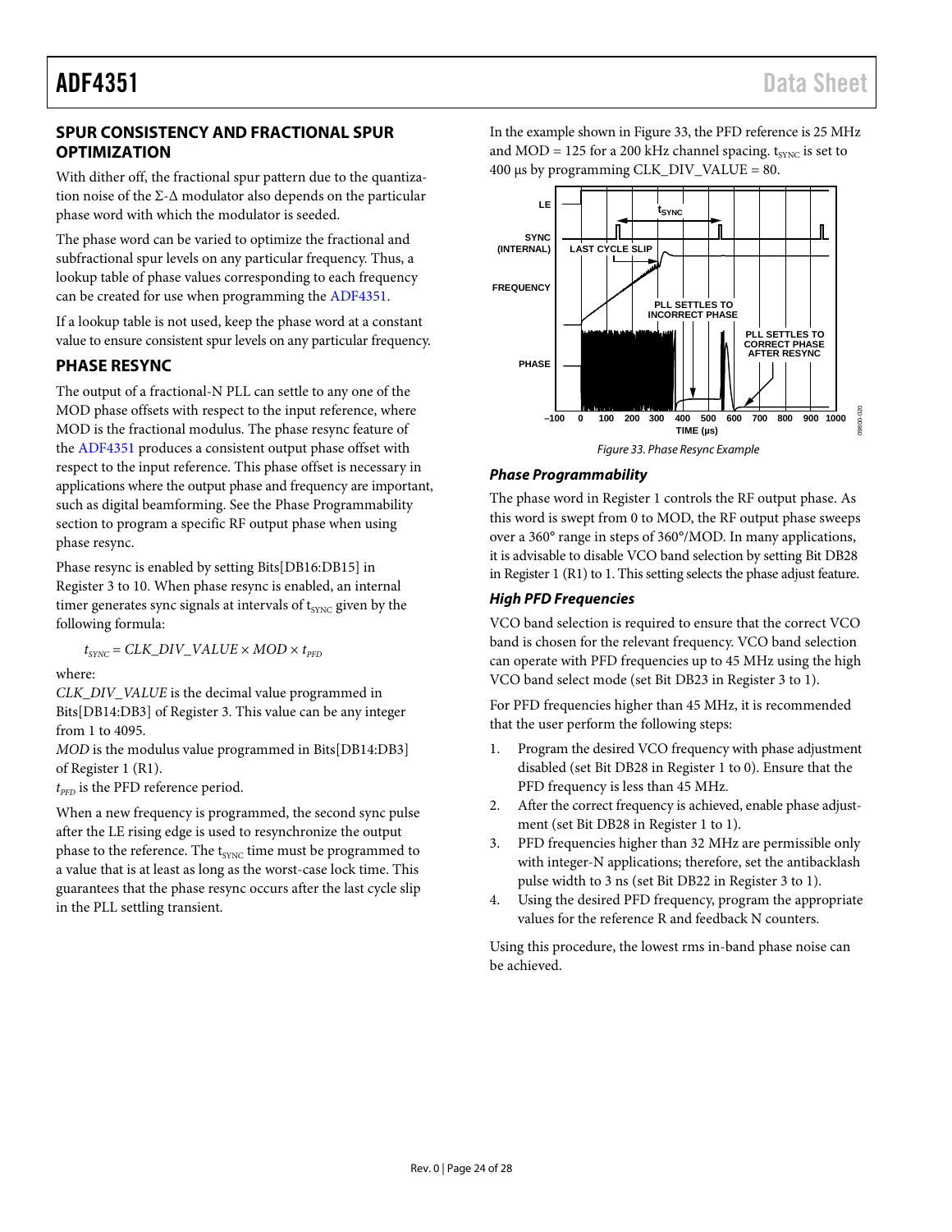## SPUR CONSISTENCY AND FRACTIONAL SPUR OPTIMIZATION

With dither off, the fractional spur pattern due to the quantization noise of the Σ-Δ modulator also depends on the particular phase word with which the modulator is seeded.

The phase word can be varied to optimize the fractional and subfractional spur levels on any particular frequency. Thus, a lookup table of phase values corresponding to each frequency can be created for use when programming the ADF4351.

If a lookup table is not used, keep the phase word at a constant value to ensure consistent spur levels on any particular frequency.

## PHASE RESYNC

The output of a fractional-N PLL can settle to any one of the MOD phase offsets with respect to the input reference, where MOD is the fractional modulus. The phase resync feature of the ADF4351 produces a consistent output phase offset with respect to the input reference. This phase offset is necessary in applications where the output phase and frequency are important, such as digital beamforming. See the Phase Programmability section to program a specific RF output phase when using phase resync.

Phase resync is enabled by setting Bits[DB16:DB15] in Register 3 to 10. When phase resync is enabled, an internal timer generates sync signals at intervals of $t_{SYNC}$ given by the following formula:

$$t_{SYNC} = CLK\_DIV\_VALUE \times MOD \times t_{PFD}$$

where:
*CLK_DIV_VALUE* is the decimal value programmed in Bits[DB14:DB3] of Register 3. This value can be any integer from 1 to 4095.
*MOD* is the modulus value programmed in Bits[DB14:DB3] of Register 1 (R1).
$t_{PFD}$ is the PFD reference period.

When a new frequency is programmed, the second sync pulse after the LE rising edge is used to resynchronize the output phase to the reference. The $t_{SYNC}$ time must be programmed to a value that is at least as long as the worst-case lock time. This guarantees that the phase resync occurs after the last cycle slip in the PLL settling transient.

In the example shown in Figure 33, the PFD reference is 25 MHz and MOD = 125 for a 200 kHz channel spacing. $t_{SYNC}$ is set to 400 µs by programming CLK_DIV_VALUE = 80.

Figure 33. Phase Resync Example

### Phase Programmability

The phase word in Register 1 controls the RF output phase. As this word is swept from 0 to MOD, the RF output phase sweeps over a 360° range in steps of 360°/MOD. In many applications, it is advisable to disable VCO band selection by setting Bit DB28 in Register 1 (R1) to 1. This setting selects the phase adjust feature.

### High PFD Frequencies

VCO band selection is required to ensure that the correct VCO band is chosen for the relevant frequency. VCO band selection can operate with PFD frequencies up to 45 MHz using the high VCO band select mode (set Bit DB23 in Register 3 to 1).

For PFD frequencies higher than 45 MHz, it is recommended that the user perform the following steps:

1. Program the desired VCO frequency with phase adjustment disabled (set Bit DB28 in Register 1 to 0). Ensure that the PFD frequency is less than 45 MHz.
2. After the correct frequency is achieved, enable phase adjustment (set Bit DB28 in Register 1 to 1).
3. PFD frequencies higher than 32 MHz are permissible only with integer-N applications; therefore, set the antibacklash pulse width to 3 ns (set Bit DB22 in Register 3 to 1).
4. Using the desired PFD frequency, program the appropriate values for the reference R and feedback N counters.

Using this procedure, the lowest rms in-band phase noise can be achieved.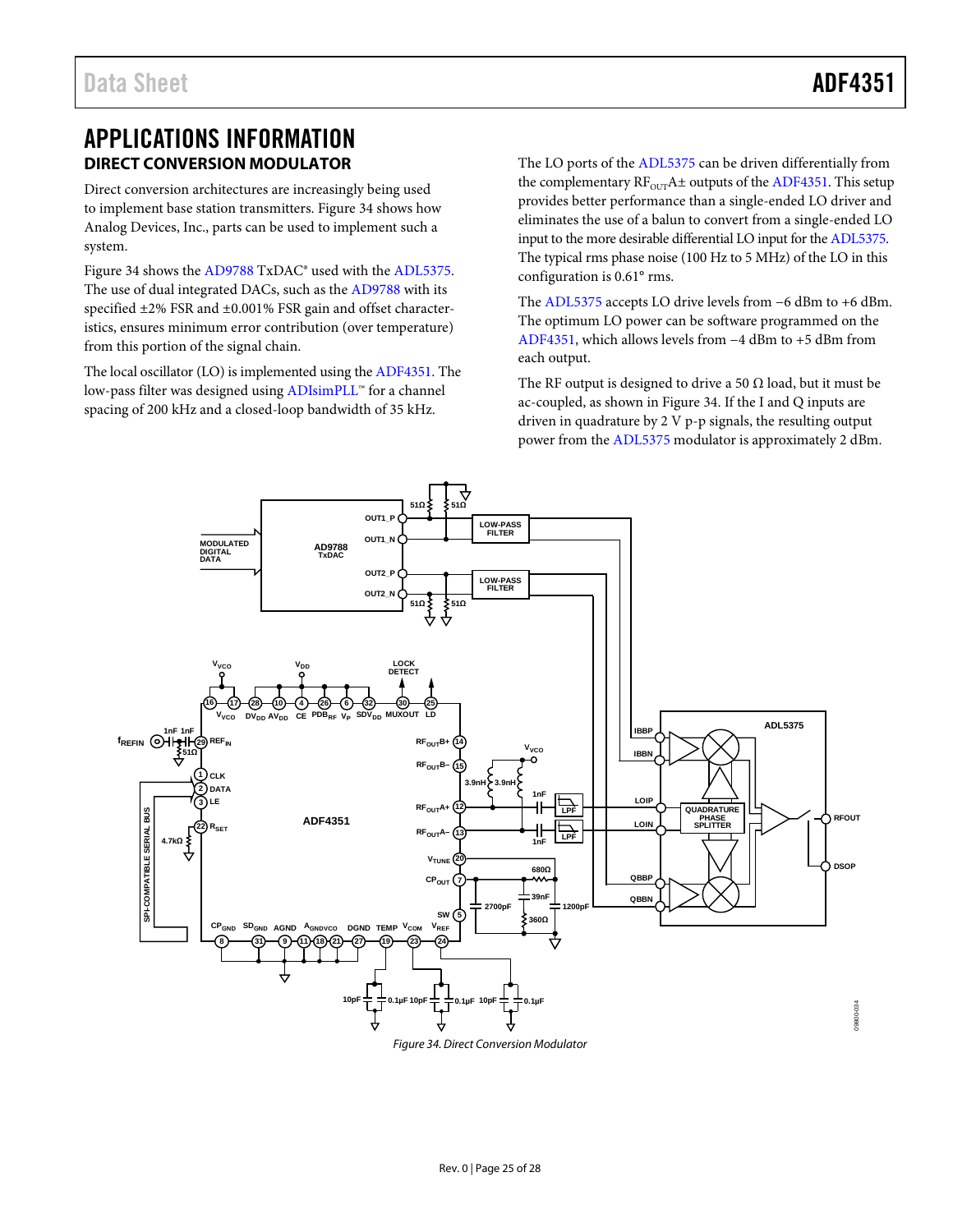# APPLICATIONS INFORMATION

## DIRECT CONVERSION MODULATOR

Direct conversion architectures are increasingly being used to implement base station transmitters. Figure 34 shows how Analog Devices, Inc., parts can be used to implement such a system.

Figure 34 shows the AD9788 TxDAC® used with the ADL5375. The use of dual integrated DACs, such as the AD9788 with its specified ±2% FSR and ±0.001% FSR gain and offset characteristics, ensures minimum error contribution (over temperature) from this portion of the signal chain.

The local oscillator (LO) is implemented using the ADF4351. The low-pass filter was designed using ADIsimPLL™ for a channel spacing of 200 kHz and a closed-loop bandwidth of 35 kHz.

The LO ports of the ADL5375 can be driven differentially from the complementary $RF_{OUT}A\pm$ outputs of the ADF4351. This setup provides better performance than a single-ended LO driver and eliminates the use of a balun to convert from a single-ended LO input to the more desirable differential LO input for the ADL5375. The typical rms phase noise (100 Hz to 5 MHz) of the LO in this configuration is 0.61° rms.

The ADL5375 accepts LO drive levels from −6 dBm to +6 dBm. The optimum LO power can be software programmed on the ADF4351, which allows levels from −4 dBm to +5 dBm from each output.

The RF output is designed to drive a 50 Ω load, but it must be ac-coupled, as shown in Figure 34. If the I and Q inputs are driven in quadrature by 2 V p-p signals, the resulting output power from the ADL5375 modulator is approximately 2 dBm.

*Figure 34. Direct Conversion Modulator*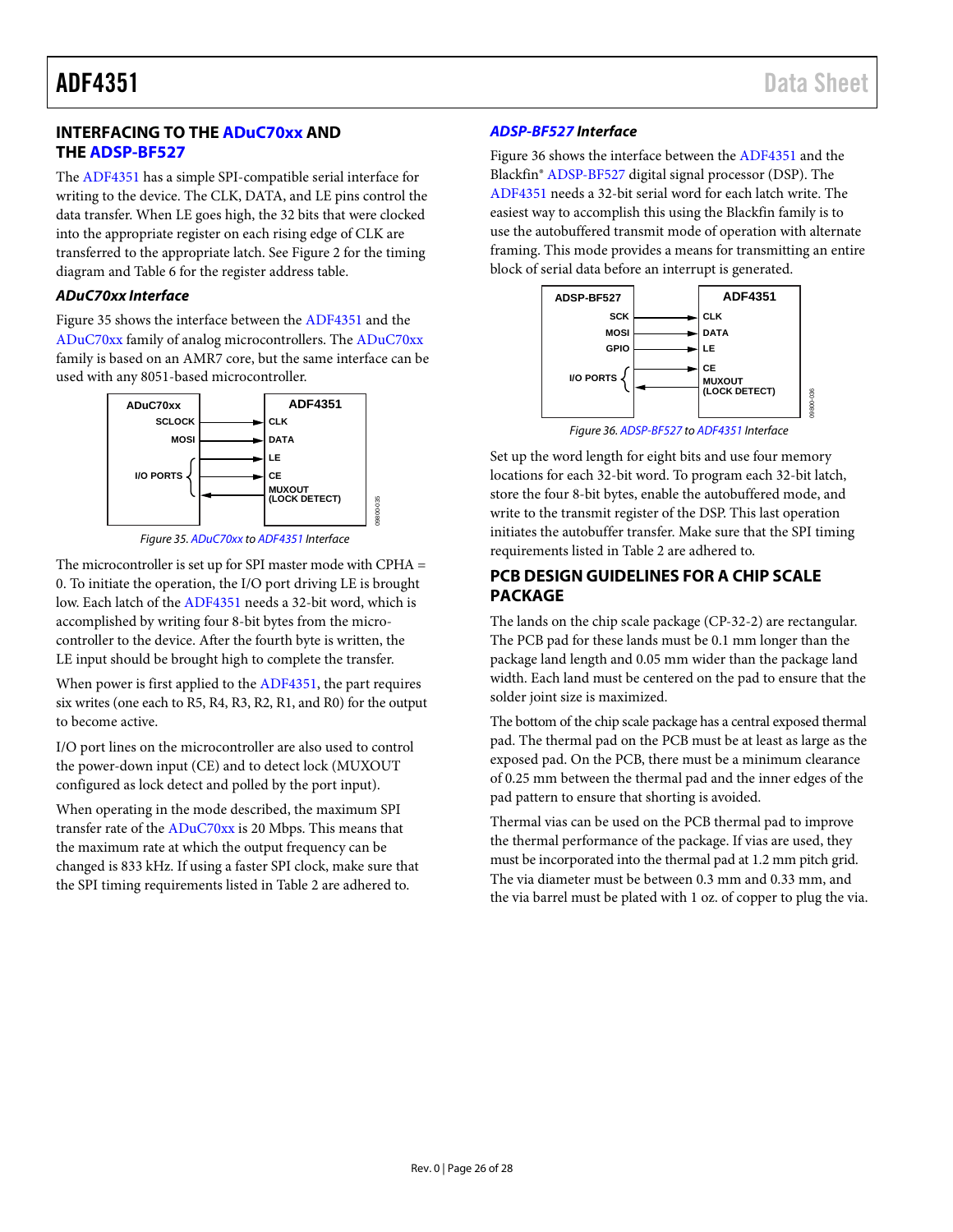## INTERFACING TO THE ADuC70xx AND THE ADSP-BF527

The ADF4351 has a simple SPI-compatible serial interface for writing to the device. The CLK, DATA, and LE pins control the data transfer. When LE goes high, the 32 bits that were clocked into the appropriate register on each rising edge of CLK are transferred to the appropriate latch. See Figure 2 for the timing diagram and Table 6 for the register address table.

### *ADuC70xx Interface*

Figure 35 shows the interface between the ADF4351 and the ADuC70xx family of analog microcontrollers. The ADuC70xx family is based on an AMR7 core, but the same interface can be used with any 8051-based microcontroller.

*Figure 35. ADuC70xx to ADF4351 Interface*

The microcontroller is set up for SPI master mode with CPHA = 0. To initiate the operation, the I/O port driving LE is brought low. Each latch of the ADF4351 needs a 32-bit word, which is accomplished by writing four 8-bit bytes from the microcontroller to the device. After the fourth byte is written, the LE input should be brought high to complete the transfer.

When power is first applied to the ADF4351, the part requires six writes (one each to R5, R4, R3, R2, R1, and R0) for the output to become active.

I/O port lines on the microcontroller are also used to control the power-down input (CE) and to detect lock (MUXOUT configured as lock detect and polled by the port input).

When operating in the mode described, the maximum SPI transfer rate of the ADuC70xx is 20 Mbps. This means that the maximum rate at which the output frequency can be changed is 833 kHz. If using a faster SPI clock, make sure that the SPI timing requirements listed in Table 2 are adhered to.

### *ADSP-BF527 Interface*

Figure 36 shows the interface between the ADF4351 and the Blackfin® ADSP-BF527 digital signal processor (DSP). The ADF4351 needs a 32-bit serial word for each latch write. The easiest way to accomplish this using the Blackfin family is to use the autobuffered transmit mode of operation with alternate framing. This mode provides a means for transmitting an entire block of serial data before an interrupt is generated.

*Figure 36. ADSP-BF527 to ADF4351 Interface*

Set up the word length for eight bits and use four memory locations for each 32-bit word. To program each 32-bit latch, store the four 8-bit bytes, enable the autobuffered mode, and write to the transmit register of the DSP. This last operation initiates the autobuffer transfer. Make sure that the SPI timing requirements listed in Table 2 are adhered to.

## PCB DESIGN GUIDELINES FOR A CHIP SCALE PACKAGE

The lands on the chip scale package (CP-32-2) are rectangular. The PCB pad for these lands must be 0.1 mm longer than the package land length and 0.05 mm wider than the package land width. Each land must be centered on the pad to ensure that the solder joint size is maximized.

The bottom of the chip scale package has a central exposed thermal pad. The thermal pad on the PCB must be at least as large as the exposed pad. On the PCB, there must be a minimum clearance of 0.25 mm between the thermal pad and the inner edges of the pad pattern to ensure that shorting is avoided.

Thermal vias can be used on the PCB thermal pad to improve the thermal performance of the package. If vias are used, they must be incorporated into the thermal pad at 1.2 mm pitch grid. The via diameter must be between 0.3 mm and 0.33 mm, and the via barrel must be plated with 1 oz. of copper to plug the via.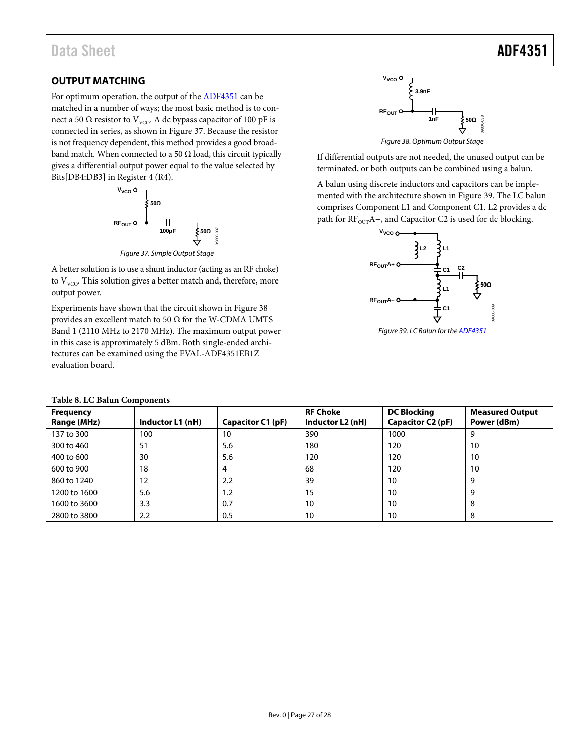## OUTPUT MATCHING

For optimum operation, the output of the ADF4351 can be matched in a number of ways; the most basic method is to connect a 50 Ω resistor to $V_{VCO}$. A dc bypass capacitor of 100 pF is connected in series, as shown in Figure 37. Because the resistor is not frequency dependent, this method provides a good broadband match. When connected to a 50 Ω load, this circuit typically gives a differential output power equal to the value selected by Bits[DB4:DB3] in Register 4 (R4).

*Figure 37. Simple Output Stage*

A better solution is to use a shunt inductor (acting as an RF choke) to $V_{VCO}$. This solution gives a better match and, therefore, more output power.

Experiments have shown that the circuit shown in Figure 38 provides an excellent match to 50 Ω for the W-CDMA UMTS Band 1 (2110 MHz to 2170 MHz). The maximum output power in this case is approximately 5 dBm. Both single-ended architectures can be examined using the EVAL-ADF4351EB1Z evaluation board.

*Figure 38. Optimum Output Stage*

If differential outputs are not needed, the unused output can be terminated, or both outputs can be combined using a balun.

A balun using discrete inductors and capacitors can be implemented with the architecture shown in Figure 39. The LC balun comprises Component L1 and Component C1. L2 provides a dc path for $RF_{OUT}A-$, and Capacitor C2 is used for dc blocking.

*Figure 39. LC Balun for the ADF4351*

**Table 8. LC Balun Components**

| Frequency Range (MHz) | Inductor L1 (nH) | Capacitor C1 (pF) | RF Choke Inductor L2 (nH) | DC Blocking Capacitor C2 (pF) | Measured Output Power (dBm) |
|---|---|---|---|---|---|
| 137 to 300 | 100 | 10 | 390 | 1000 | 9 |
| 300 to 460 | 51 | 5.6 | 180 | 120 | 10 |
| 400 to 600 | 30 | 5.6 | 120 | 120 | 10 |
| 600 to 900 | 18 | 4 | 68 | 120 | 10 |
| 860 to 1240 | 12 | 2.2 | 39 | 10 | 9 |
| 1200 to 1600 | 5.6 | 1.2 | 15 | 10 | 9 |
| 1600 to 3600 | 3.3 | 0.7 | 10 | 10 | 8 |
| 2800 to 3800 | 2.2 | 0.5 | 10 | 10 | 8 |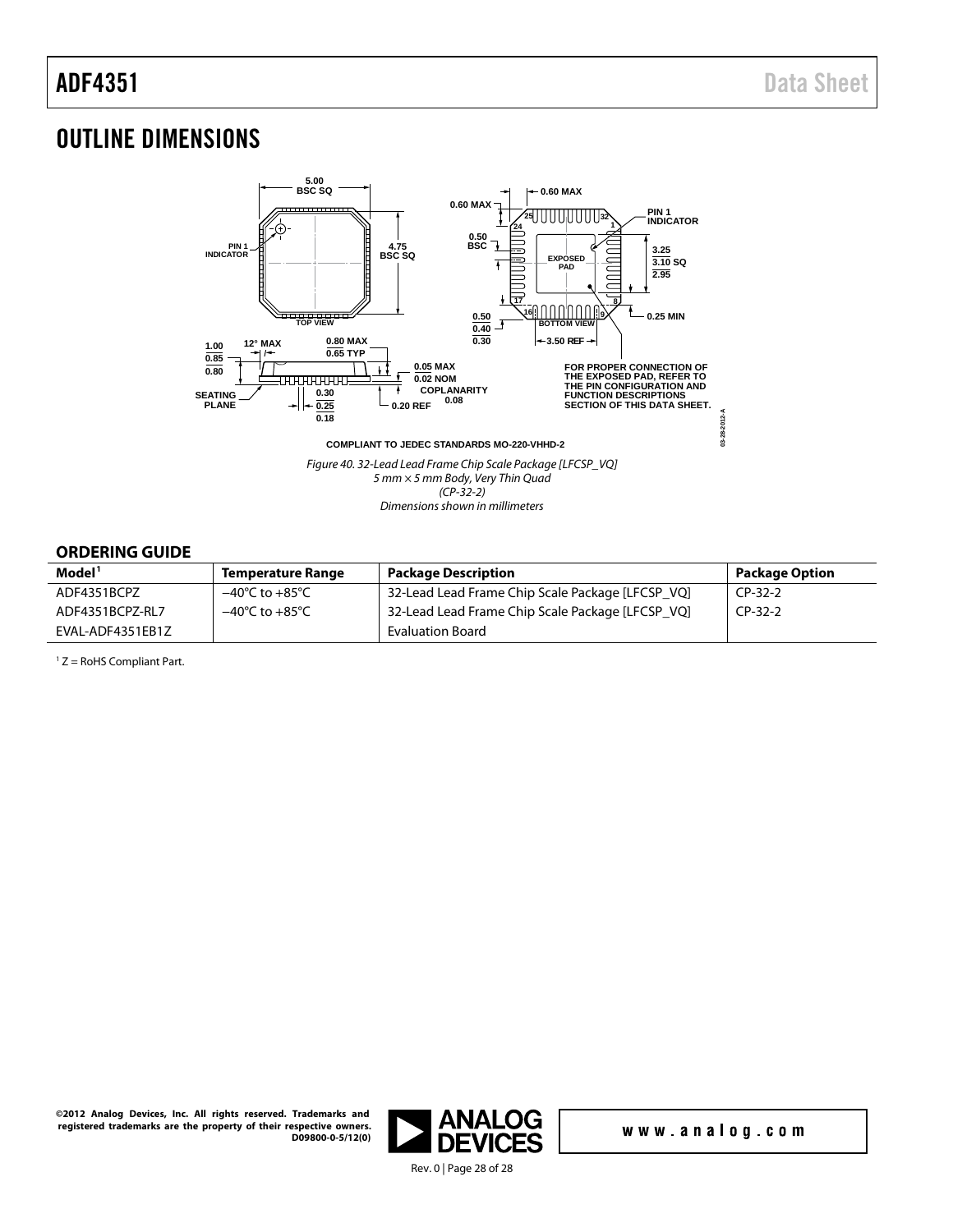# OUTLINE DIMENSIONS

5.00
BSC SQ

PIN 1
INDICATOR

4.75
BSC SQ

TOP VIEW

0.60 MAX

0.60 MAX

0.50
BSC

25

24

32

1

PIN 1
INDICATOR

EXPOSED
PAD

3.25
3.10 SQ
2.95

17

16

9

8

0.50
0.40
0.30

BOTTOM VIEW

0.25 MIN

3.50 REF

1.00
0.85
0.80

12° MAX

0.80 MAX
0.65 TYP

0.05 MAX
0.02 NOM

COPLANARITY
0.08

SEATING
PLANE

0.30
0.25
0.18

0.20 REF

FOR PROPER CONNECTION OF THE EXPOSED PAD, REFER TO THE PIN CONFIGURATION AND FUNCTION DESCRIPTIONS SECTION OF THIS DATA SHEET.

COMPLIANT TO JEDEC STANDARDS MO-220-VHHD-2

03-28-2012-A

*Figure 40. 32-Lead Lead Frame Chip Scale Package [LFCSP_VQ]*
*5 mm × 5 mm Body, Very Thin Quad*
*(CP-32-2)*
*Dimensions shown in millimeters*

## ORDERING GUIDE

| Model[1] | Temperature Range | Package Description | Package Option |
|---|---|---|---|
| ADF4351BCPZ | −40°C to +85°C | 32-Lead Lead Frame Chip Scale Package [LFCSP_VQ] | CP-32-2 |
| ADF4351BCPZ-RL7 | −40°C to +85°C | 32-Lead Lead Frame Chip Scale Package [LFCSP_VQ] | CP-32-2 |
| EVAL-ADF4351EB1Z | | Evaluation Board | |

[1] Z = RoHS Compliant Part.

©2012 Analog Devices, Inc. All rights reserved. Trademarks and registered trademarks are the property of their respective owners.
D09800-0-5/12(0)